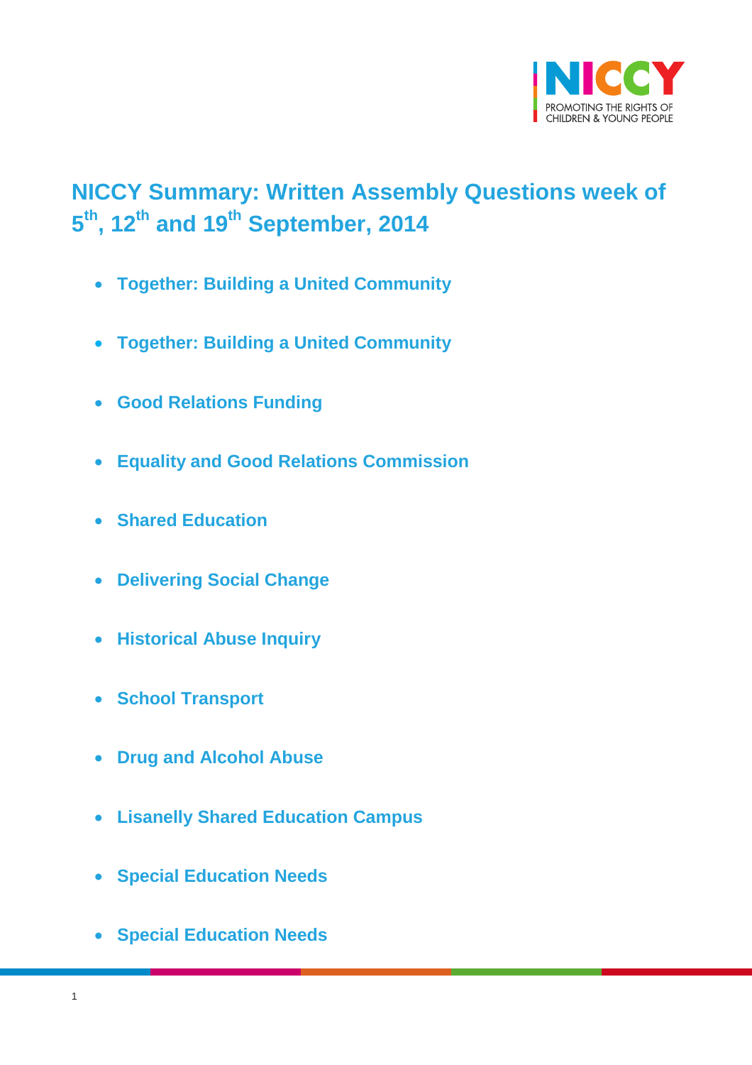NICCY
PROMOTING THE RIGHTS OF
CHILDREN & YOUNG PEOPLE

# NICCY Summary: Written Assembly Questions week of 5th, 12th and 19th September, 2014

- **Together: Building a United Community**
- **Together: Building a United Community**
- **Good Relations Funding**
- **Equality and Good Relations Commission**
- **Shared Education**
- **Delivering Social Change**
- **Historical Abuse Inquiry**
- **School Transport**
- **Drug and Alcohol Abuse**
- **Lisanelly Shared Education Campus**
- **Special Education Needs**
- **Special Education Needs**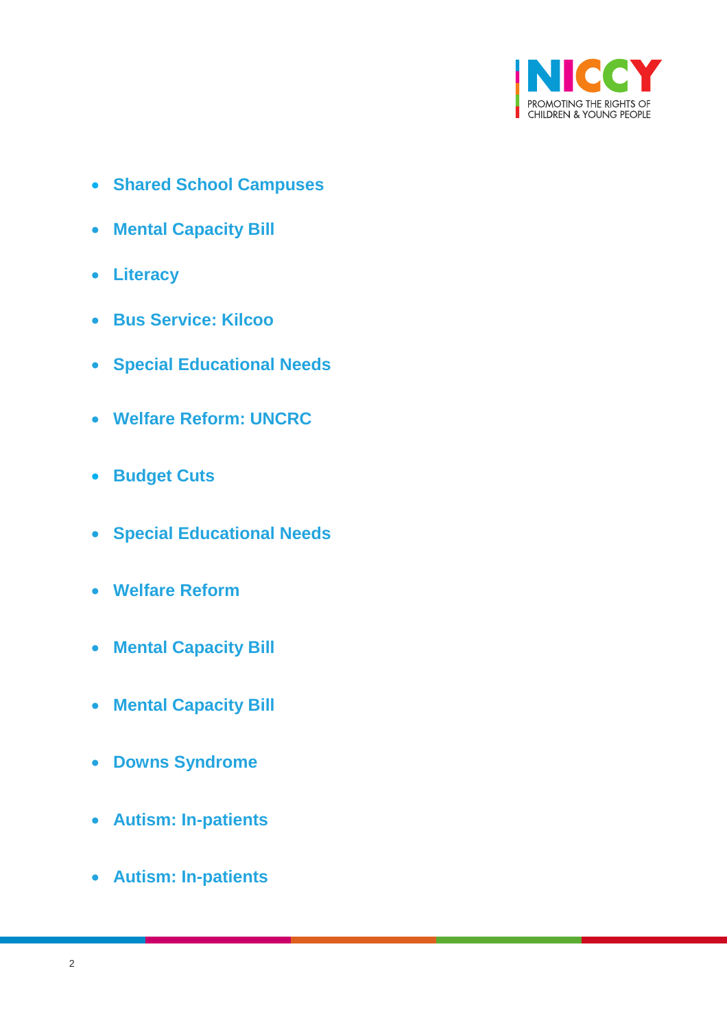- **Shared School Campuses**
- **Mental Capacity Bill**
- **Literacy**
- **Bus Service: Kilcoo**
- **Special Educational Needs**
- **Welfare Reform: UNCRC**
- **Budget Cuts**
- **Special Educational Needs**
- **Welfare Reform**
- **Mental Capacity Bill**
- **Mental Capacity Bill**
- **Downs Syndrome**
- **Autism: In-patients**
- **Autism: In-patients**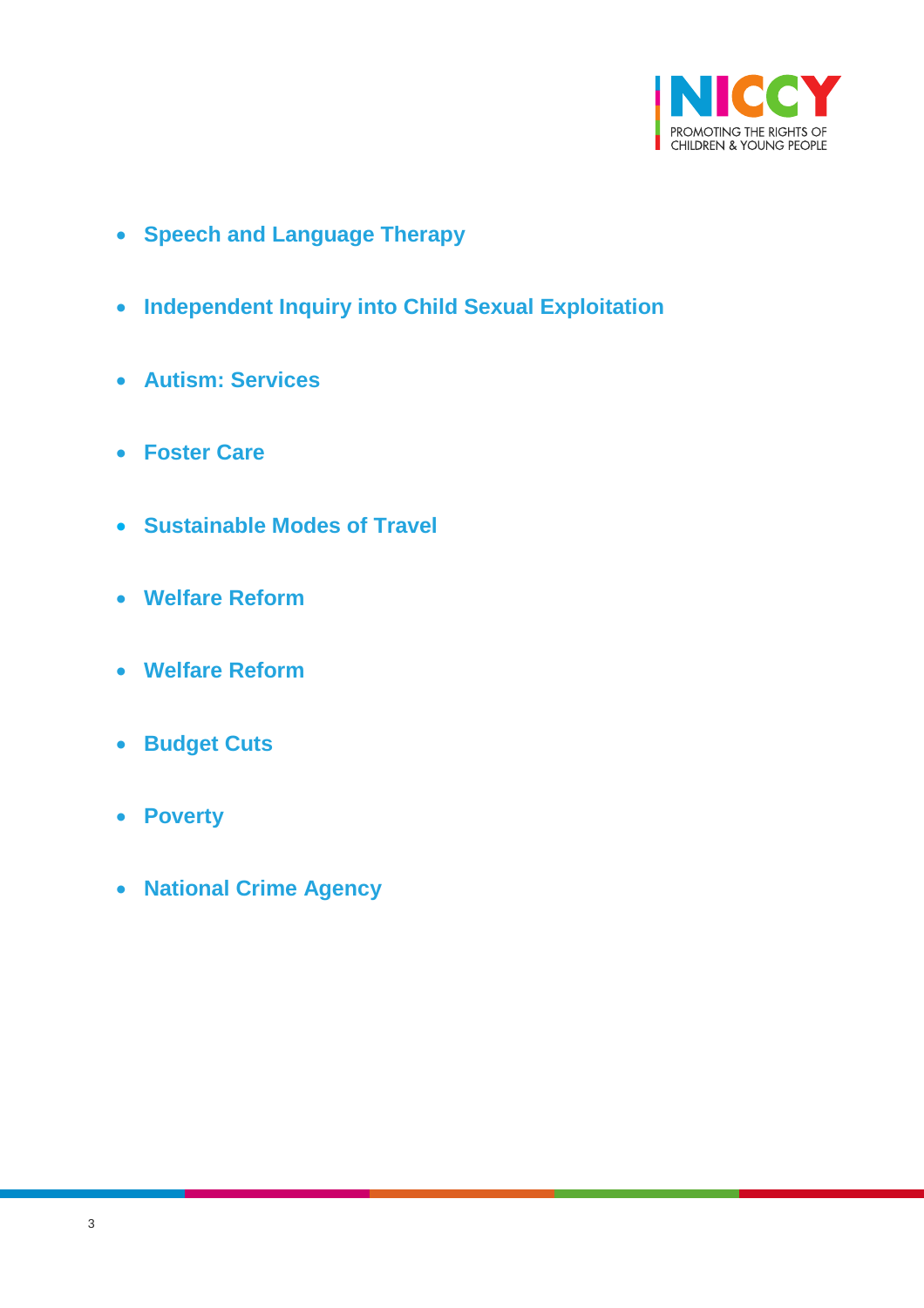- **Speech and Language Therapy**
- **Independent Inquiry into Child Sexual Exploitation**
- **Autism: Services**
- **Foster Care**
- **Sustainable Modes of Travel**
- **Welfare Reform**
- **Welfare Reform**
- **Budget Cuts**
- **Poverty**
- **National Crime Agency**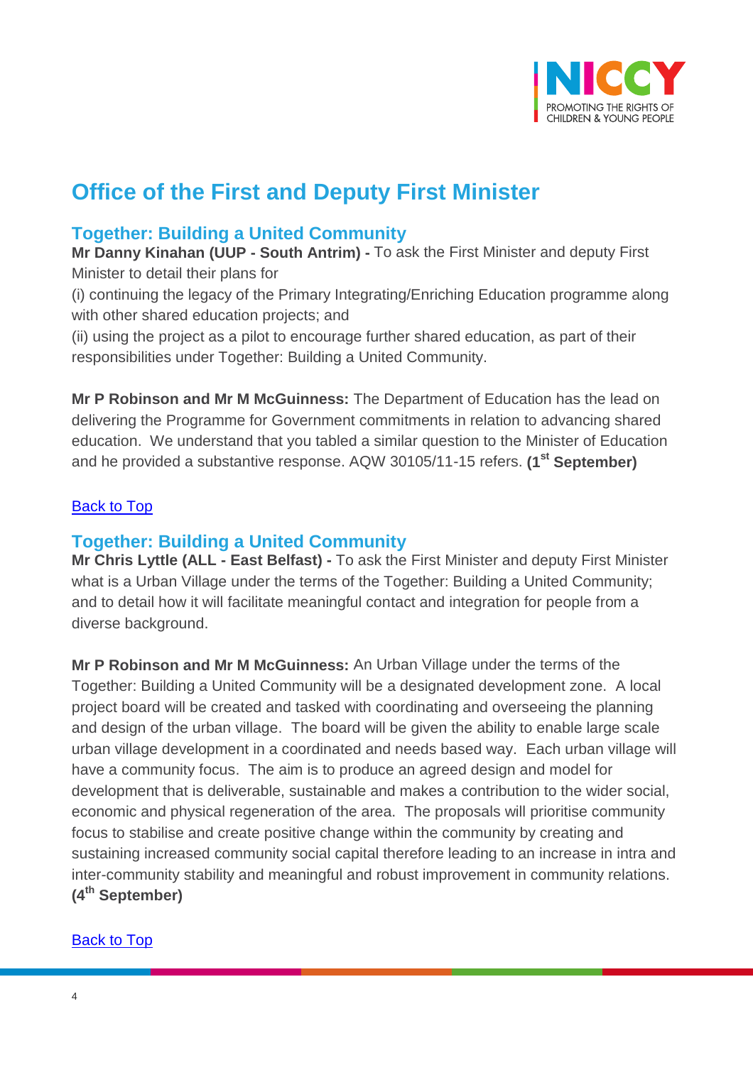# Office of the First and Deputy First Minister

## Together: Building a United Community

**Mr Danny Kinahan (UUP - South Antrim) -** To ask the First Minister and deputy First Minister to detail their plans for

(i) continuing the legacy of the Primary Integrating/Enriching Education programme along with other shared education projects; and

(ii) using the project as a pilot to encourage further shared education, as part of their responsibilities under Together: Building a United Community.

**Mr P Robinson and Mr M McGuinness:** The Department of Education has the lead on delivering the Programme for Government commitments in relation to advancing shared education. We understand that you tabled a similar question to the Minister of Education and he provided a substantive response. AQW 30105/11-15 refers. **(1st September)**

Back to Top

## Together: Building a United Community

**Mr Chris Lyttle (ALL - East Belfast) -** To ask the First Minister and deputy First Minister what is a Urban Village under the terms of the Together: Building a United Community; and to detail how it will facilitate meaningful contact and integration for people from a diverse background.

**Mr P Robinson and Mr M McGuinness:** An Urban Village under the terms of the Together: Building a United Community will be a designated development zone. A local project board will be created and tasked with coordinating and overseeing the planning and design of the urban village. The board will be given the ability to enable large scale urban village development in a coordinated and needs based way. Each urban village will have a community focus. The aim is to produce an agreed design and model for development that is deliverable, sustainable and makes a contribution to the wider social, economic and physical regeneration of the area. The proposals will prioritise community focus to stabilise and create positive change within the community by creating and sustaining increased community social capital therefore leading to an increase in intra and inter-community stability and meaningful and robust improvement in community relations. **(4th September)**

Back to Top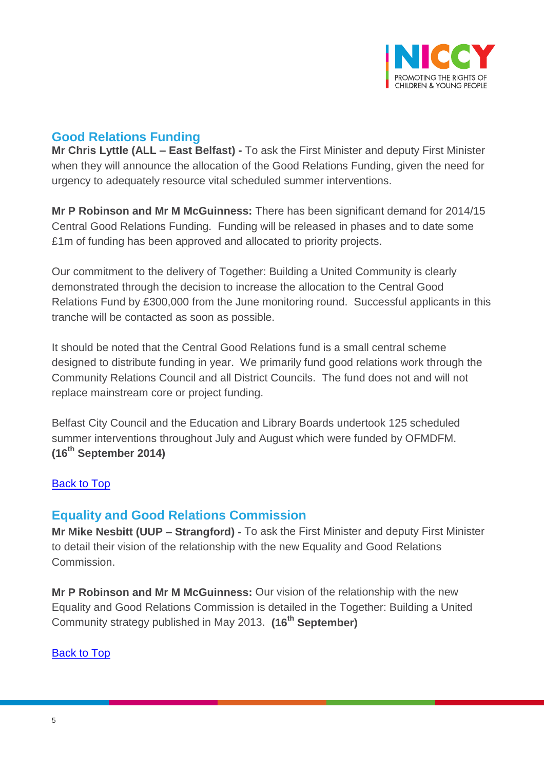## Good Relations Funding

**Mr Chris Lyttle (ALL – East Belfast) -** To ask the First Minister and deputy First Minister when they will announce the allocation of the Good Relations Funding, given the need for urgency to adequately resource vital scheduled summer interventions.

**Mr P Robinson and Mr M McGuinness:** There has been significant demand for 2014/15 Central Good Relations Funding. Funding will be released in phases and to date some £1m of funding has been approved and allocated to priority projects.

Our commitment to the delivery of Together: Building a United Community is clearly demonstrated through the decision to increase the allocation to the Central Good Relations Fund by £300,000 from the June monitoring round. Successful applicants in this tranche will be contacted as soon as possible.

It should be noted that the Central Good Relations fund is a small central scheme designed to distribute funding in year. We primarily fund good relations work through the Community Relations Council and all District Councils. The fund does not and will not replace mainstream core or project funding.

Belfast City Council and the Education and Library Boards undertook 125 scheduled summer interventions throughout July and August which were funded by OFMDFM. **(16th September 2014)**

Back to Top

## Equality and Good Relations Commission

**Mr Mike Nesbitt (UUP – Strangford) -** To ask the First Minister and deputy First Minister to detail their vision of the relationship with the new Equality and Good Relations Commission.

**Mr P Robinson and Mr M McGuinness:** Our vision of the relationship with the new Equality and Good Relations Commission is detailed in the Together: Building a United Community strategy published in May 2013. **(16th September)**

Back to Top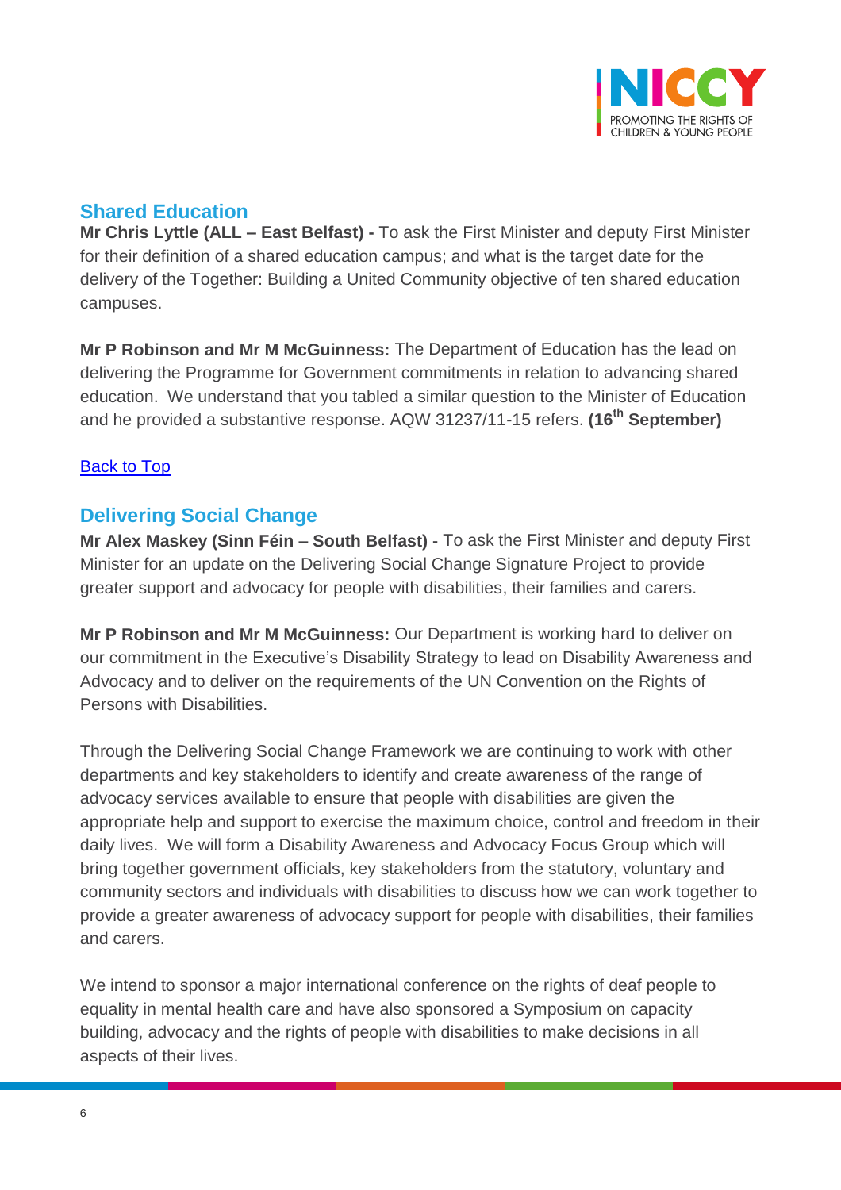## Shared Education

**Mr Chris Lyttle (ALL – East Belfast) -** To ask the First Minister and deputy First Minister for their definition of a shared education campus; and what is the target date for the delivery of the Together: Building a United Community objective of ten shared education campuses.

**Mr P Robinson and Mr M McGuinness:** The Department of Education has the lead on delivering the Programme for Government commitments in relation to advancing shared education. We understand that you tabled a similar question to the Minister of Education and he provided a substantive response. AQW 31237/11-15 refers. **(16th September)**

Back to Top

## Delivering Social Change

**Mr Alex Maskey (Sinn Féin – South Belfast) -** To ask the First Minister and deputy First Minister for an update on the Delivering Social Change Signature Project to provide greater support and advocacy for people with disabilities, their families and carers.

**Mr P Robinson and Mr M McGuinness:** Our Department is working hard to deliver on our commitment in the Executive's Disability Strategy to lead on Disability Awareness and Advocacy and to deliver on the requirements of the UN Convention on the Rights of Persons with Disabilities.

Through the Delivering Social Change Framework we are continuing to work with other departments and key stakeholders to identify and create awareness of the range of advocacy services available to ensure that people with disabilities are given the appropriate help and support to exercise the maximum choice, control and freedom in their daily lives. We will form a Disability Awareness and Advocacy Focus Group which will bring together government officials, key stakeholders from the statutory, voluntary and community sectors and individuals with disabilities to discuss how we can work together to provide a greater awareness of advocacy support for people with disabilities, their families and carers.

We intend to sponsor a major international conference on the rights of deaf people to equality in mental health care and have also sponsored a Symposium on capacity building, advocacy and the rights of people with disabilities to make decisions in all aspects of their lives.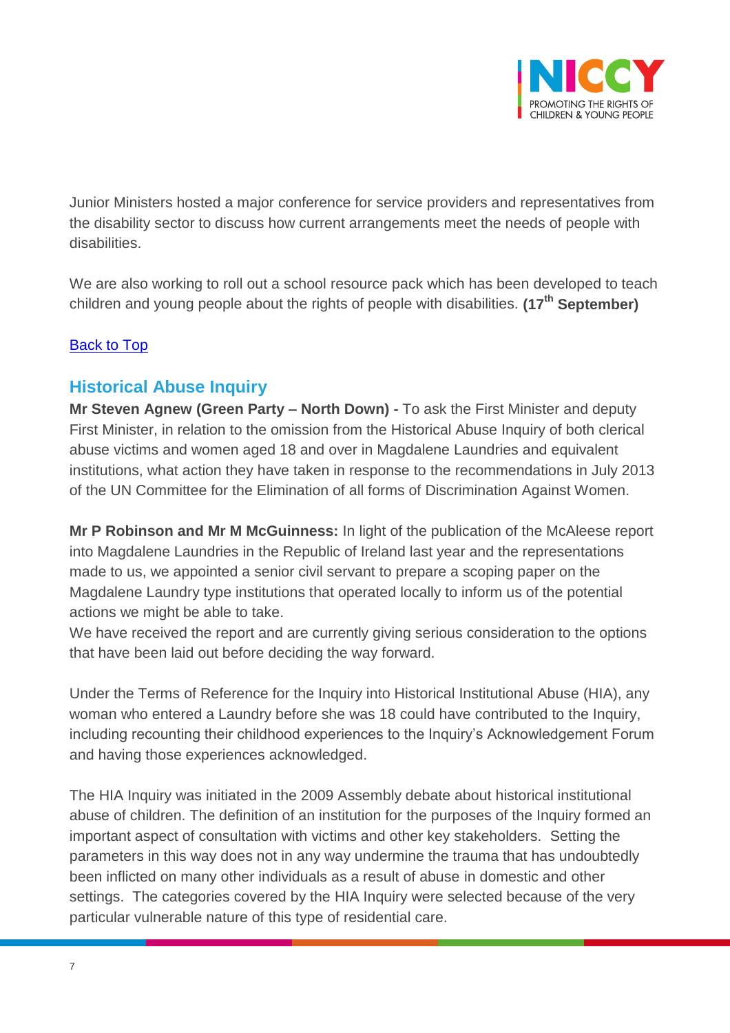Junior Ministers hosted a major conference for service providers and representatives from the disability sector to discuss how current arrangements meet the needs of people with disabilities.

We are also working to roll out a school resource pack which has been developed to teach children and young people about the rights of people with disabilities. **(17th September)**

[Back to Top]

## Historical Abuse Inquiry

**Mr Steven Agnew (Green Party – North Down) -** To ask the First Minister and deputy First Minister, in relation to the omission from the Historical Abuse Inquiry of both clerical abuse victims and women aged 18 and over in Magdalene Laundries and equivalent institutions, what action they have taken in response to the recommendations in July 2013 of the UN Committee for the Elimination of all forms of Discrimination Against Women.

**Mr P Robinson and Mr M McGuinness:** In light of the publication of the McAleese report into Magdalene Laundries in the Republic of Ireland last year and the representations made to us, we appointed a senior civil servant to prepare a scoping paper on the Magdalene Laundry type institutions that operated locally to inform us of the potential actions we might be able to take.
We have received the report and are currently giving serious consideration to the options that have been laid out before deciding the way forward.

Under the Terms of Reference for the Inquiry into Historical Institutional Abuse (HIA), any woman who entered a Laundry before she was 18 could have contributed to the Inquiry, including recounting their childhood experiences to the Inquiry's Acknowledgement Forum and having those experiences acknowledged.

The HIA Inquiry was initiated in the 2009 Assembly debate about historical institutional abuse of children. The definition of an institution for the purposes of the Inquiry formed an important aspect of consultation with victims and other key stakeholders. Setting the parameters in this way does not in any way undermine the trauma that has undoubtedly been inflicted on many other individuals as a result of abuse in domestic and other settings. The categories covered by the HIA Inquiry were selected because of the very particular vulnerable nature of this type of residential care.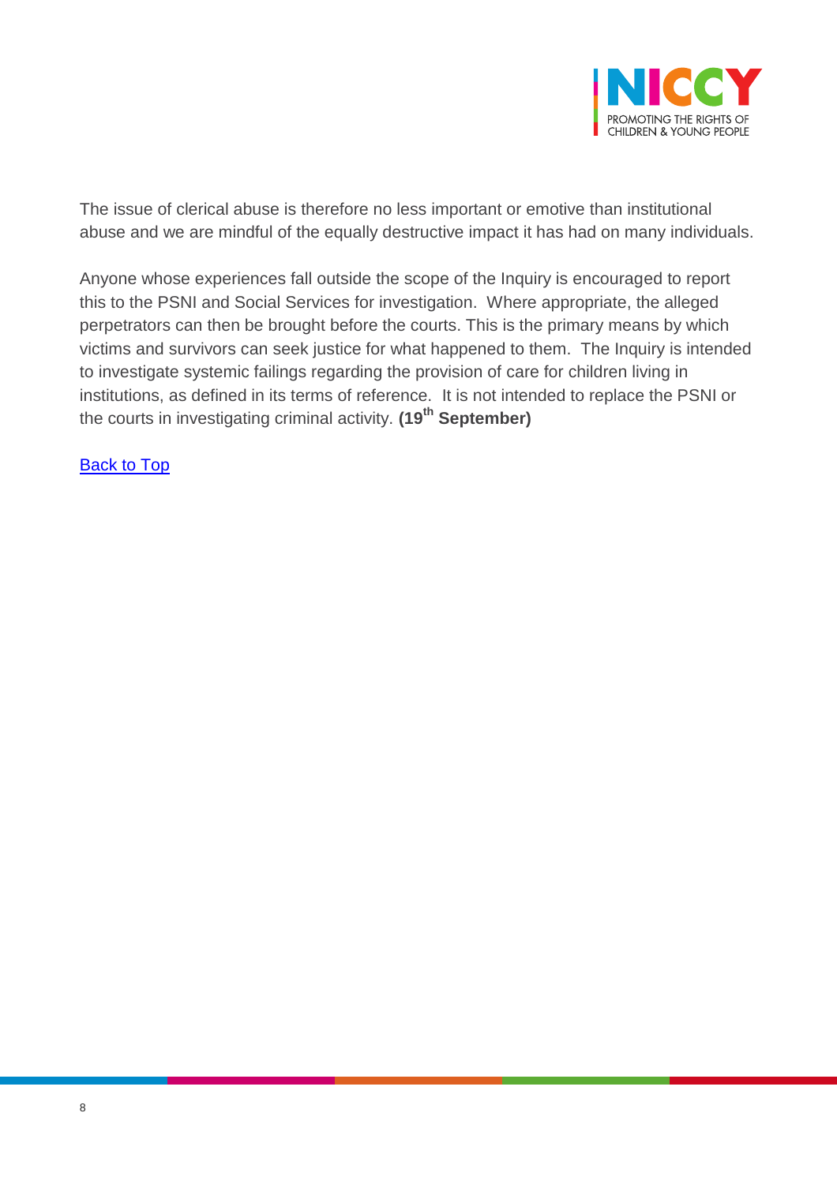The issue of clerical abuse is therefore no less important or emotive than institutional abuse and we are mindful of the equally destructive impact it has had on many individuals.

Anyone whose experiences fall outside the scope of the Inquiry is encouraged to report this to the PSNI and Social Services for investigation. Where appropriate, the alleged perpetrators can then be brought before the courts. This is the primary means by which victims and survivors can seek justice for what happened to them. The Inquiry is intended to investigate systemic failings regarding the provision of care for children living in institutions, as defined in its terms of reference. It is not intended to replace the PSNI or the courts in investigating criminal activity. **(19th September)**

Back to Top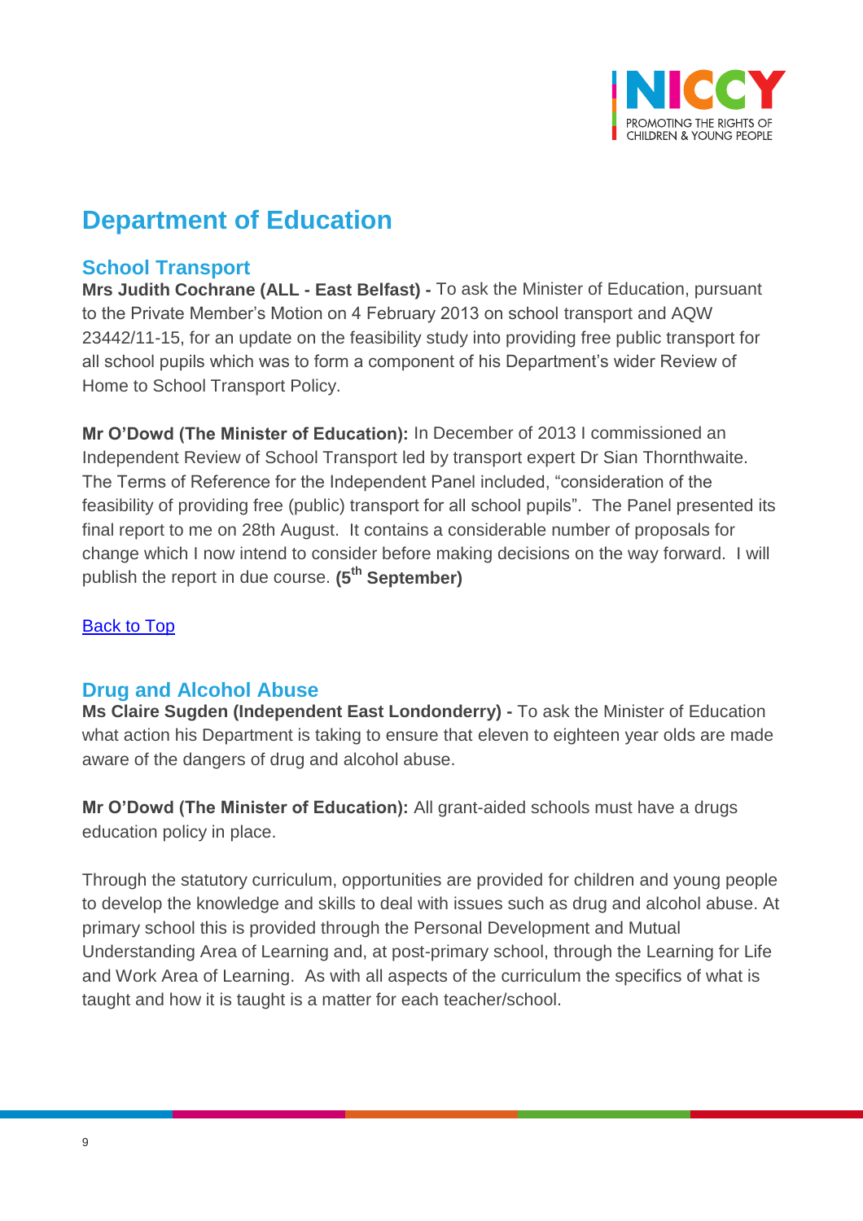# Department of Education

## School Transport

**Mrs Judith Cochrane (ALL - East Belfast) -** To ask the Minister of Education, pursuant to the Private Member's Motion on 4 February 2013 on school transport and AQW 23442/11-15, for an update on the feasibility study into providing free public transport for all school pupils which was to form a component of his Department's wider Review of Home to School Transport Policy.

**Mr O'Dowd (The Minister of Education):** In December of 2013 I commissioned an Independent Review of School Transport led by transport expert Dr Sian Thornthwaite. The Terms of Reference for the Independent Panel included, "consideration of the feasibility of providing free (public) transport for all school pupils". The Panel presented its final report to me on 28th August. It contains a considerable number of proposals for change which I now intend to consider before making decisions on the way forward. I will publish the report in due course. **(5th September)**

[Back to Top]

## Drug and Alcohol Abuse

**Ms Claire Sugden (Independent East Londonderry) -** To ask the Minister of Education what action his Department is taking to ensure that eleven to eighteen year olds are made aware of the dangers of drug and alcohol abuse.

**Mr O'Dowd (The Minister of Education):** All grant-aided schools must have a drugs education policy in place.

Through the statutory curriculum, opportunities are provided for children and young people to develop the knowledge and skills to deal with issues such as drug and alcohol abuse. At primary school this is provided through the Personal Development and Mutual Understanding Area of Learning and, at post-primary school, through the Learning for Life and Work Area of Learning. As with all aspects of the curriculum the specifics of what is taught and how it is taught is a matter for each teacher/school.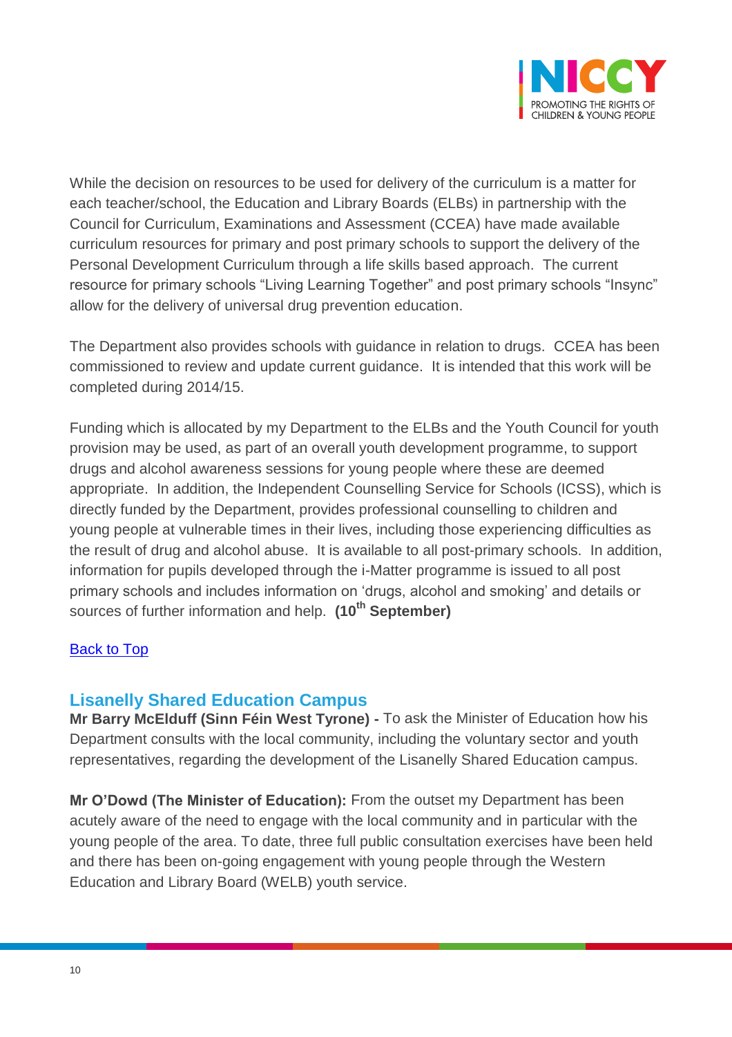While the decision on resources to be used for delivery of the curriculum is a matter for each teacher/school, the Education and Library Boards (ELBs) in partnership with the Council for Curriculum, Examinations and Assessment (CCEA) have made available curriculum resources for primary and post primary schools to support the delivery of the Personal Development Curriculum through a life skills based approach. The current resource for primary schools "Living Learning Together" and post primary schools "Insync" allow for the delivery of universal drug prevention education.

The Department also provides schools with guidance in relation to drugs. CCEA has been commissioned to review and update current guidance. It is intended that this work will be completed during 2014/15.

Funding which is allocated by my Department to the ELBs and the Youth Council for youth provision may be used, as part of an overall youth development programme, to support drugs and alcohol awareness sessions for young people where these are deemed appropriate. In addition, the Independent Counselling Service for Schools (ICSS), which is directly funded by the Department, provides professional counselling to children and young people at vulnerable times in their lives, including those experiencing difficulties as the result of drug and alcohol abuse. It is available to all post-primary schools. In addition, information for pupils developed through the i-Matter programme is issued to all post primary schools and includes information on 'drugs, alcohol and smoking' and details or sources of further information and help. **(10th September)**

[Back to Top]

## Lisanelly Shared Education Campus

**Mr Barry McElduff (Sinn Féin West Tyrone) -** To ask the Minister of Education how his Department consults with the local community, including the voluntary sector and youth representatives, regarding the development of the Lisanelly Shared Education campus.

**Mr O'Dowd (The Minister of Education):** From the outset my Department has been acutely aware of the need to engage with the local community and in particular with the young people of the area. To date, three full public consultation exercises have been held and there has been on-going engagement with young people through the Western Education and Library Board (WELB) youth service.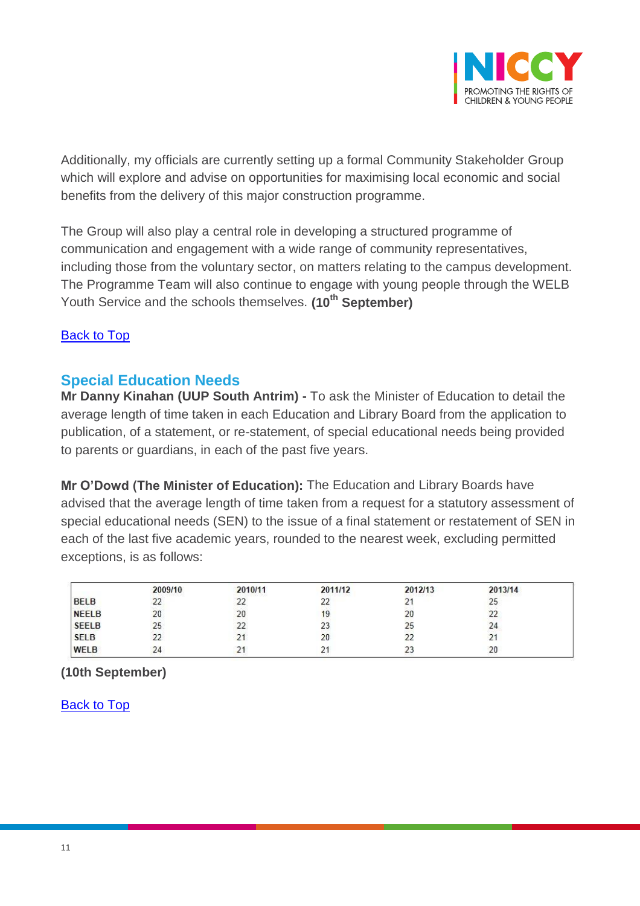Additionally, my officials are currently setting up a formal Community Stakeholder Group which will explore and advise on opportunities for maximising local economic and social benefits from the delivery of this major construction programme.

The Group will also play a central role in developing a structured programme of communication and engagement with a wide range of community representatives, including those from the voluntary sector, on matters relating to the campus development. The Programme Team will also continue to engage with young people through the WELB Youth Service and the schools themselves. **(10th September)**

Back to Top

## Special Education Needs

**Mr Danny Kinahan (UUP South Antrim) -** To ask the Minister of Education to detail the average length of time taken in each Education and Library Board from the application to publication, of a statement, or re-statement, of special educational needs being provided to parents or guardians, in each of the past five years.

**Mr O'Dowd (The Minister of Education):** The Education and Library Boards have advised that the average length of time taken from a request for a statutory assessment of special educational needs (SEN) to the issue of a final statement or restatement of SEN in each of the last five academic years, rounded to the nearest week, excluding permitted exceptions, is as follows:

| | 2009/10 | 2010/11 | 2011/12 | 2012/13 | 2013/14 |
|---|---|---|---|---|---|
| BELB | 22 | 22 | 22 | 21 | 25 |
| NEELB | 20 | 20 | 19 | 20 | 22 |
| SEELB | 25 | 22 | 23 | 25 | 24 |
| SELB | 22 | 21 | 20 | 22 | 21 |
| WELB | 24 | 21 | 21 | 23 | 20 |

**(10th September)**

Back to Top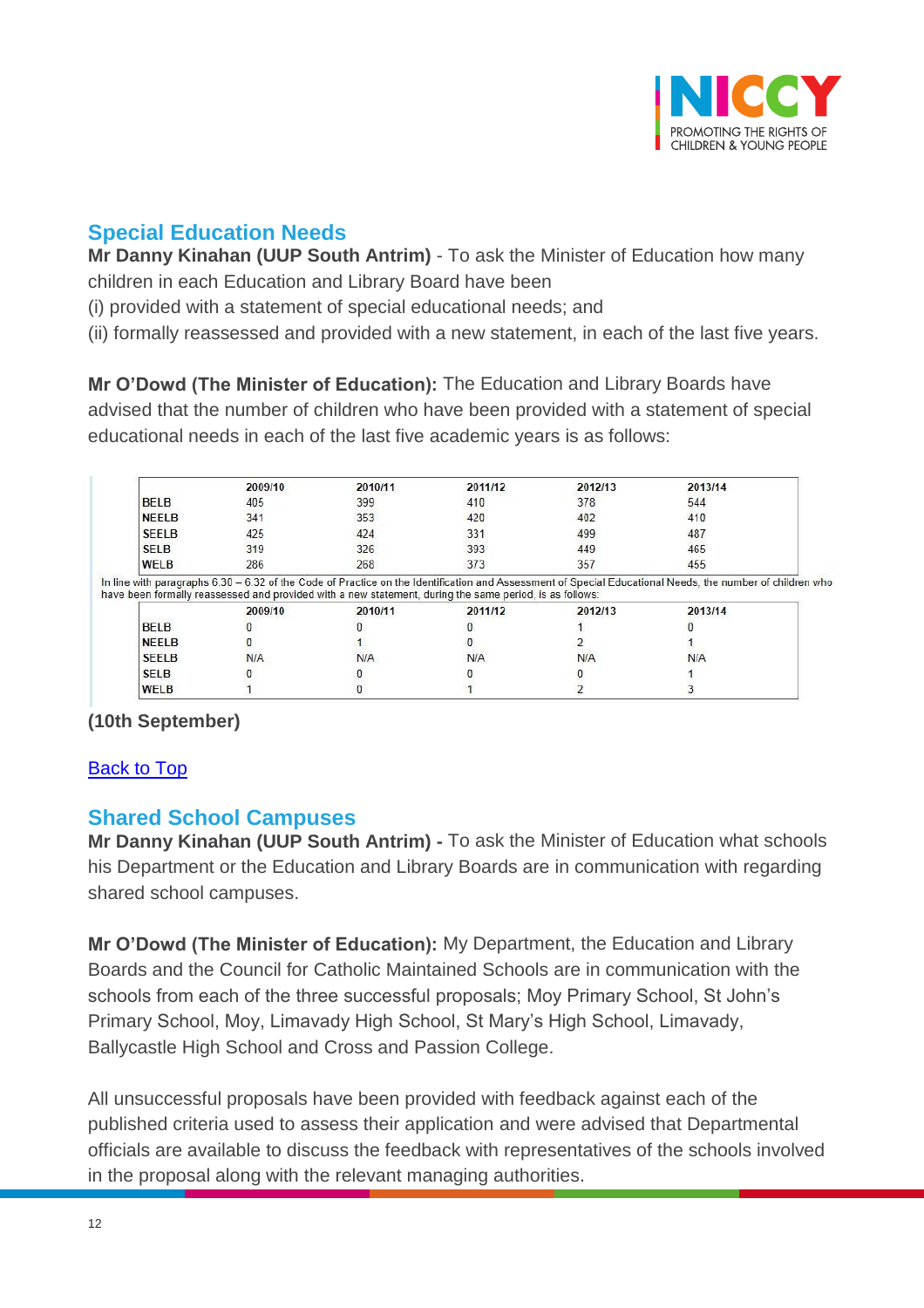## Special Education Needs

**Mr Danny Kinahan (UUP South Antrim)** - To ask the Minister of Education how many children in each Education and Library Board have been
(i) provided with a statement of special educational needs; and
(ii) formally reassessed and provided with a new statement, in each of the last five years.

**Mr O'Dowd (The Minister of Education):** The Education and Library Boards have advised that the number of children who have been provided with a statement of special educational needs in each of the last five academic years is as follows:

| | 2009/10 | 2010/11 | 2011/12 | 2012/13 | 2013/14 |
|---|---|---|---|---|---|
| BELB | 405 | 399 | 410 | 378 | 544 |
| NEELB | 341 | 353 | 420 | 402 | 410 |
| SEELB | 425 | 424 | 331 | 499 | 487 |
| SELB | 319 | 326 | 393 | 449 | 465 |
| WELB | 286 | 268 | 373 | 357 | 455 |

In line with paragraphs 6.30 – 6.32 of the Code of Practice on the Identification and Assessment of Special Educational Needs, the number of children who have been formally reassessed and provided with a new statement, during the same period, is as follows:

| | 2009/10 | 2010/11 | 2011/12 | 2012/13 | 2013/14 |
|---|---|---|---|---|---|
| BELB | 0 | 0 | 0 | 1 | 0 |
| NEELB | 0 | 1 | 0 | 2 | 1 |
| SEELB | N/A | N/A | N/A | N/A | N/A |
| SELB | 0 | 0 | 0 | 0 | 1 |
| WELB | 1 | 0 | 1 | 2 | 3 |

**(10th September)**

Back to Top

## Shared School Campuses

**Mr Danny Kinahan (UUP South Antrim) -** To ask the Minister of Education what schools his Department or the Education and Library Boards are in communication with regarding shared school campuses.

**Mr O'Dowd (The Minister of Education):** My Department, the Education and Library Boards and the Council for Catholic Maintained Schools are in communication with the schools from each of the three successful proposals; Moy Primary School, St John's Primary School, Moy, Limavady High School, St Mary's High School, Limavady, Ballycastle High School and Cross and Passion College.

All unsuccessful proposals have been provided with feedback against each of the published criteria used to assess their application and were advised that Departmental officials are available to discuss the feedback with representatives of the schools involved in the proposal along with the relevant managing authorities.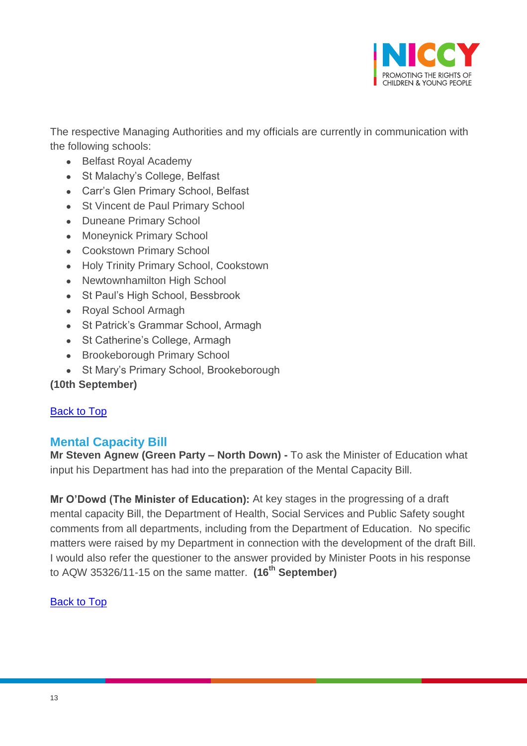The respective Managing Authorities and my officials are currently in communication with the following schools:

- Belfast Royal Academy
- St Malachy's College, Belfast
- Carr's Glen Primary School, Belfast
- St Vincent de Paul Primary School
- Duneane Primary School
- Moneynick Primary School
- Cookstown Primary School
- Holy Trinity Primary School, Cookstown
- Newtownhamilton High School
- St Paul's High School, Bessbrook
- Royal School Armagh
- St Patrick's Grammar School, Armagh
- St Catherine's College, Armagh
- Brookeborough Primary School
- St Mary's Primary School, Brookeborough

**(10th September)**

Back to Top

## Mental Capacity Bill

**Mr Steven Agnew (Green Party – North Down) -** To ask the Minister of Education what input his Department has had into the preparation of the Mental Capacity Bill.

**Mr O'Dowd (The Minister of Education):** At key stages in the progressing of a draft mental capacity Bill, the Department of Health, Social Services and Public Safety sought comments from all departments, including from the Department of Education. No specific matters were raised by my Department in connection with the development of the draft Bill. I would also refer the questioner to the answer provided by Minister Poots in his response to AQW 35326/11-15 on the same matter. **(16th September)**

Back to Top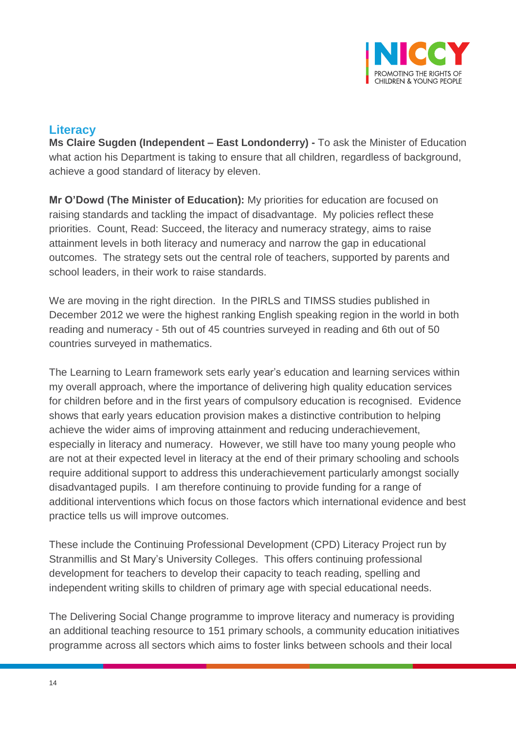## Literacy

**Ms Claire Sugden (Independent – East Londonderry) -** To ask the Minister of Education what action his Department is taking to ensure that all children, regardless of background, achieve a good standard of literacy by eleven.

**Mr O'Dowd (The Minister of Education):** My priorities for education are focused on raising standards and tackling the impact of disadvantage. My policies reflect these priorities. Count, Read: Succeed, the literacy and numeracy strategy, aims to raise attainment levels in both literacy and numeracy and narrow the gap in educational outcomes. The strategy sets out the central role of teachers, supported by parents and school leaders, in their work to raise standards.

We are moving in the right direction. In the PIRLS and TIMSS studies published in December 2012 we were the highest ranking English speaking region in the world in both reading and numeracy - 5th out of 45 countries surveyed in reading and 6th out of 50 countries surveyed in mathematics.

The Learning to Learn framework sets early year's education and learning services within my overall approach, where the importance of delivering high quality education services for children before and in the first years of compulsory education is recognised. Evidence shows that early years education provision makes a distinctive contribution to helping achieve the wider aims of improving attainment and reducing underachievement, especially in literacy and numeracy. However, we still have too many young people who are not at their expected level in literacy at the end of their primary schooling and schools require additional support to address this underachievement particularly amongst socially disadvantaged pupils. I am therefore continuing to provide funding for a range of additional interventions which focus on those factors which international evidence and best practice tells us will improve outcomes.

These include the Continuing Professional Development (CPD) Literacy Project run by Stranmillis and St Mary's University Colleges. This offers continuing professional development for teachers to develop their capacity to teach reading, spelling and independent writing skills to children of primary age with special educational needs.

The Delivering Social Change programme to improve literacy and numeracy is providing an additional teaching resource to 151 primary schools, a community education initiatives programme across all sectors which aims to foster links between schools and their local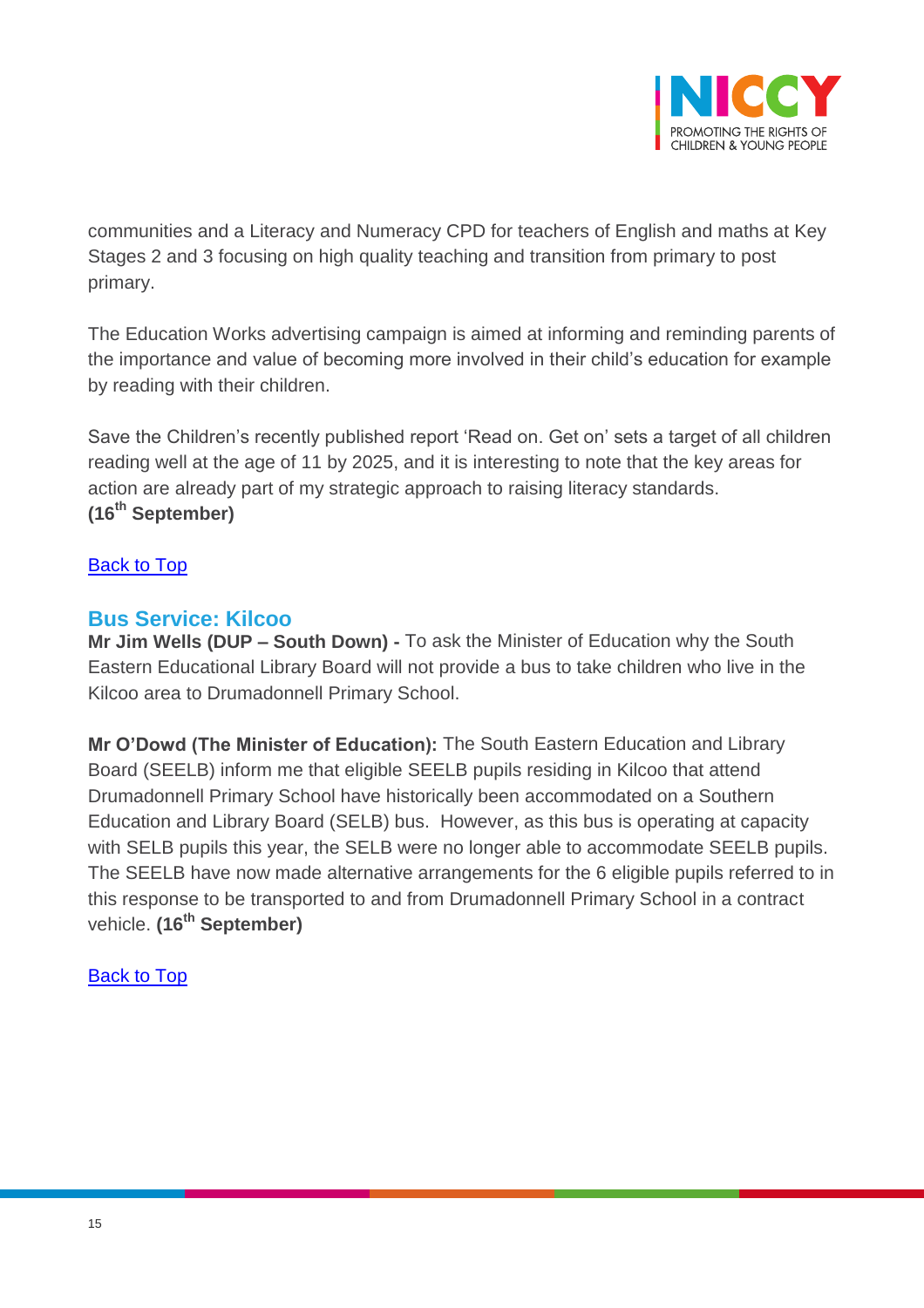communities and a Literacy and Numeracy CPD for teachers of English and maths at Key Stages 2 and 3 focusing on high quality teaching and transition from primary to post primary.

The Education Works advertising campaign is aimed at informing and reminding parents of the importance and value of becoming more involved in their child's education for example by reading with their children.

Save the Children's recently published report 'Read on. Get on' sets a target of all children reading well at the age of 11 by 2025, and it is interesting to note that the key areas for action are already part of my strategic approach to raising literacy standards.
**(16th September)**

Back to Top

## Bus Service: Kilcoo

**Mr Jim Wells (DUP – South Down) -** To ask the Minister of Education why the South Eastern Educational Library Board will not provide a bus to take children who live in the Kilcoo area to Drumadonnell Primary School.

**Mr O'Dowd (The Minister of Education):** The South Eastern Education and Library Board (SEELB) inform me that eligible SEELB pupils residing in Kilcoo that attend Drumadonnell Primary School have historically been accommodated on a Southern Education and Library Board (SELB) bus. However, as this bus is operating at capacity with SELB pupils this year, the SELB were no longer able to accommodate SEELB pupils. The SEELB have now made alternative arrangements for the 6 eligible pupils referred to in this response to be transported to and from Drumadonnell Primary School in a contract vehicle. **(16th September)**

Back to Top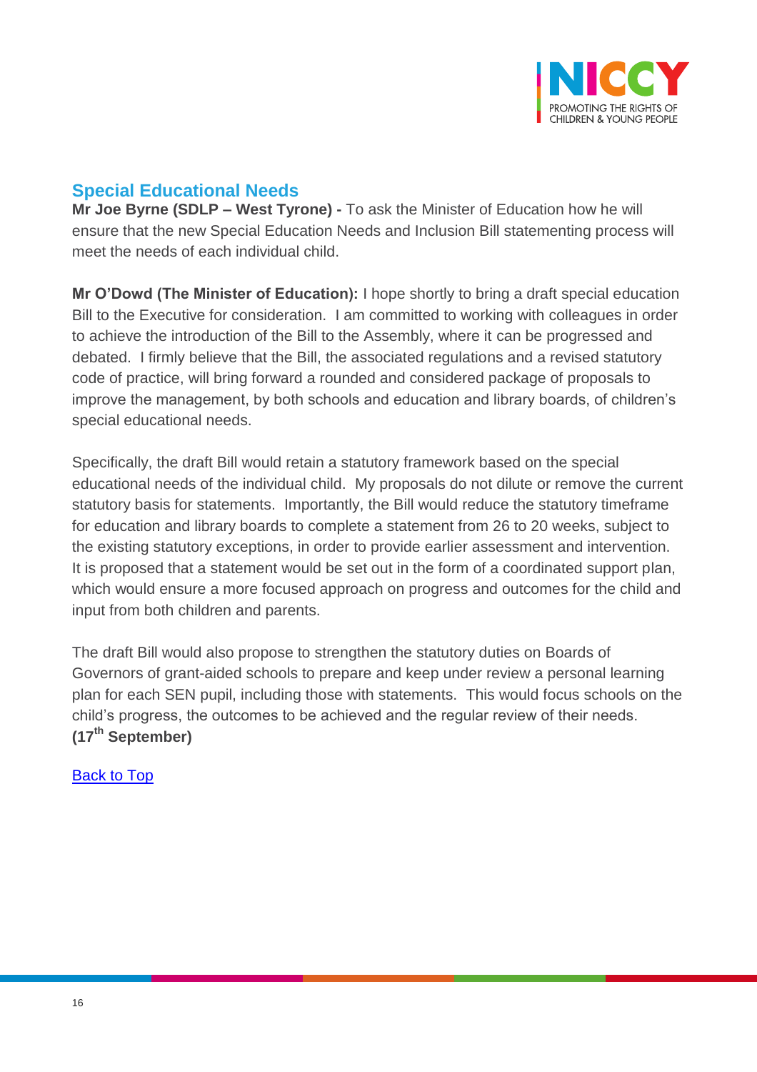## Special Educational Needs

**Mr Joe Byrne (SDLP – West Tyrone) -** To ask the Minister of Education how he will ensure that the new Special Education Needs and Inclusion Bill statementing process will meet the needs of each individual child.

**Mr O'Dowd (The Minister of Education):** I hope shortly to bring a draft special education Bill to the Executive for consideration. I am committed to working with colleagues in order to achieve the introduction of the Bill to the Assembly, where it can be progressed and debated. I firmly believe that the Bill, the associated regulations and a revised statutory code of practice, will bring forward a rounded and considered package of proposals to improve the management, by both schools and education and library boards, of children's special educational needs.

Specifically, the draft Bill would retain a statutory framework based on the special educational needs of the individual child. My proposals do not dilute or remove the current statutory basis for statements. Importantly, the Bill would reduce the statutory timeframe for education and library boards to complete a statement from 26 to 20 weeks, subject to the existing statutory exceptions, in order to provide earlier assessment and intervention. It is proposed that a statement would be set out in the form of a coordinated support plan, which would ensure a more focused approach on progress and outcomes for the child and input from both children and parents.

The draft Bill would also propose to strengthen the statutory duties on Boards of Governors of grant-aided schools to prepare and keep under review a personal learning plan for each SEN pupil, including those with statements. This would focus schools on the child's progress, the outcomes to be achieved and the regular review of their needs.
**(17th September)**

Back to Top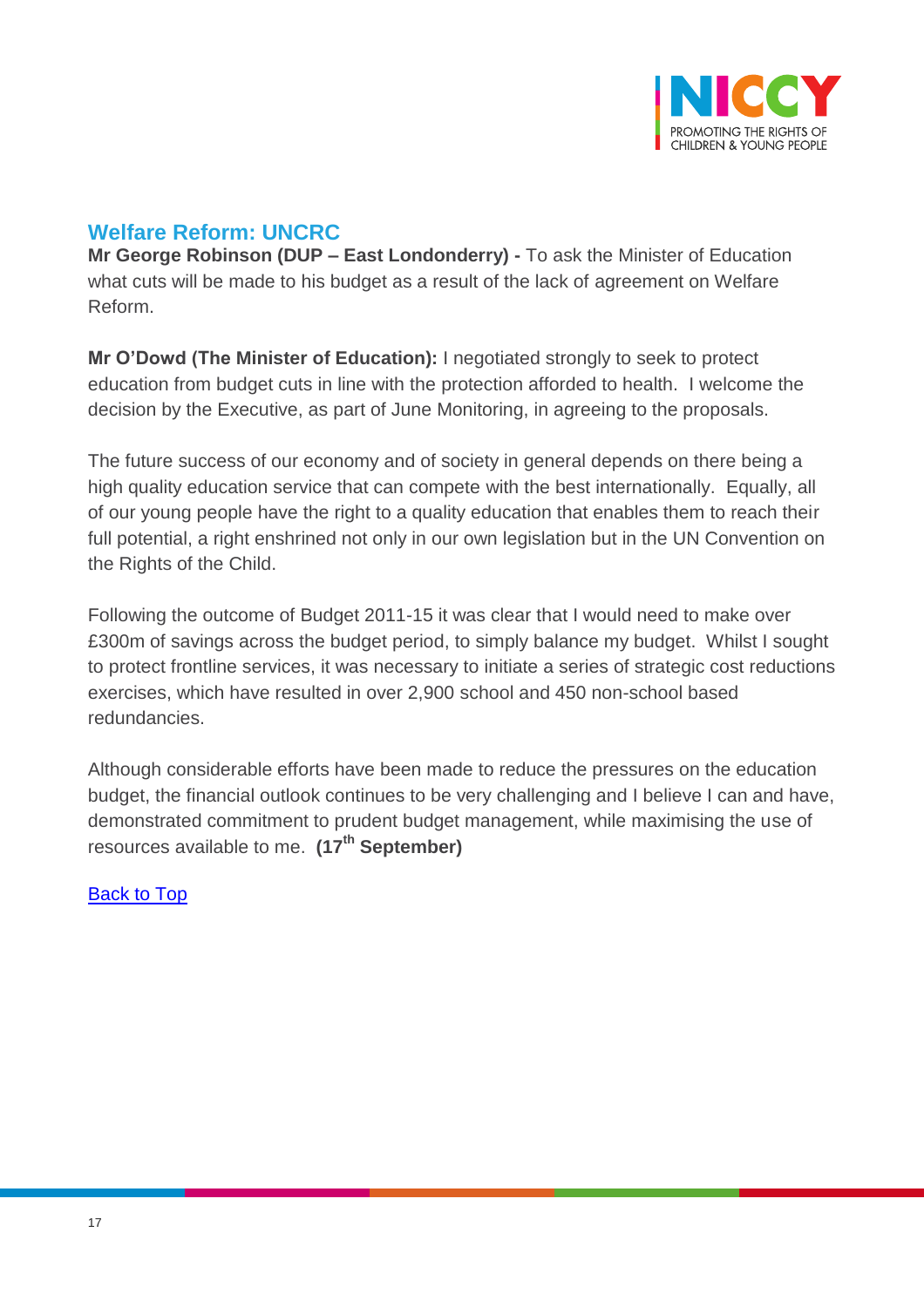## Welfare Reform: UNCRC

**Mr George Robinson (DUP – East Londonderry) -** To ask the Minister of Education what cuts will be made to his budget as a result of the lack of agreement on Welfare Reform.

**Mr O'Dowd (The Minister of Education):** I negotiated strongly to seek to protect education from budget cuts in line with the protection afforded to health. I welcome the decision by the Executive, as part of June Monitoring, in agreeing to the proposals.

The future success of our economy and of society in general depends on there being a high quality education service that can compete with the best internationally. Equally, all of our young people have the right to a quality education that enables them to reach their full potential, a right enshrined not only in our own legislation but in the UN Convention on the Rights of the Child.

Following the outcome of Budget 2011-15 it was clear that I would need to make over £300m of savings across the budget period, to simply balance my budget. Whilst I sought to protect frontline services, it was necessary to initiate a series of strategic cost reductions exercises, which have resulted in over 2,900 school and 450 non-school based redundancies.

Although considerable efforts have been made to reduce the pressures on the education budget, the financial outlook continues to be very challenging and I believe I can and have, demonstrated commitment to prudent budget management, while maximising the use of resources available to me. **(17th September)**

[Back to Top]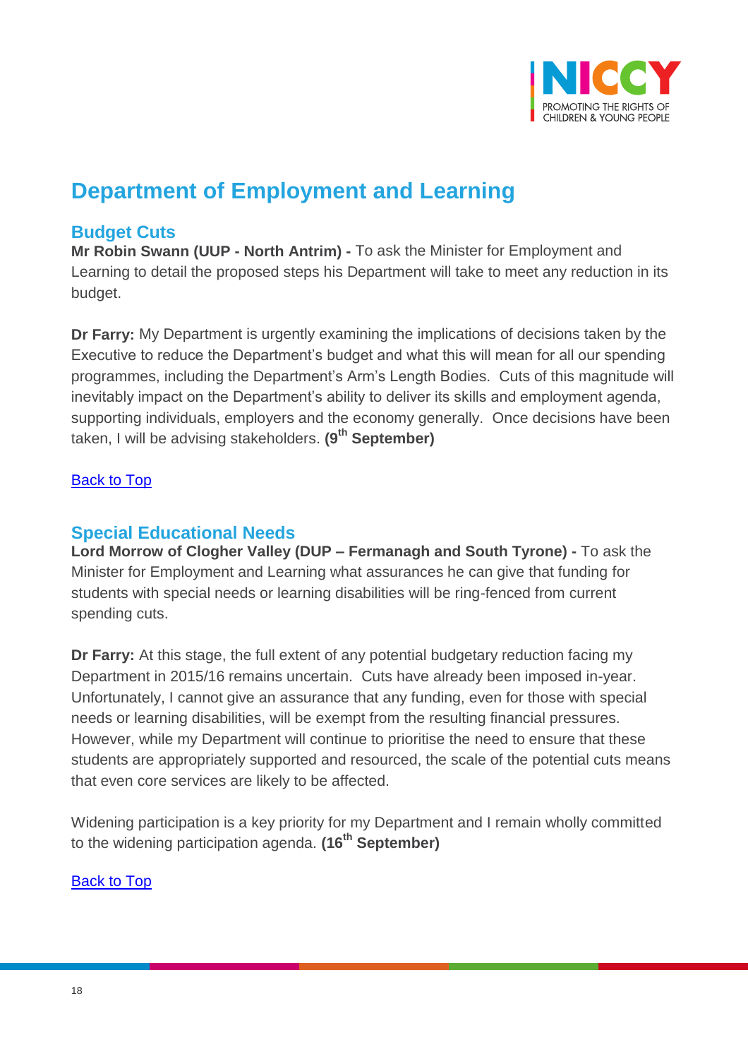# Department of Employment and Learning

## Budget Cuts

**Mr Robin Swann (UUP - North Antrim) -** To ask the Minister for Employment and Learning to detail the proposed steps his Department will take to meet any reduction in its budget.

**Dr Farry:** My Department is urgently examining the implications of decisions taken by the Executive to reduce the Department's budget and what this will mean for all our spending programmes, including the Department's Arm's Length Bodies. Cuts of this magnitude will inevitably impact on the Department's ability to deliver its skills and employment agenda, supporting individuals, employers and the economy generally. Once decisions have been taken, I will be advising stakeholders. **(9th September)**

Back to Top

## Special Educational Needs

**Lord Morrow of Clogher Valley (DUP – Fermanagh and South Tyrone) -** To ask the Minister for Employment and Learning what assurances he can give that funding for students with special needs or learning disabilities will be ring-fenced from current spending cuts.

**Dr Farry:** At this stage, the full extent of any potential budgetary reduction facing my Department in 2015/16 remains uncertain. Cuts have already been imposed in-year. Unfortunately, I cannot give an assurance that any funding, even for those with special needs or learning disabilities, will be exempt from the resulting financial pressures. However, while my Department will continue to prioritise the need to ensure that these students are appropriately supported and resourced, the scale of the potential cuts means that even core services are likely to be affected.

Widening participation is a key priority for my Department and I remain wholly committed to the widening participation agenda. **(16th September)**

Back to Top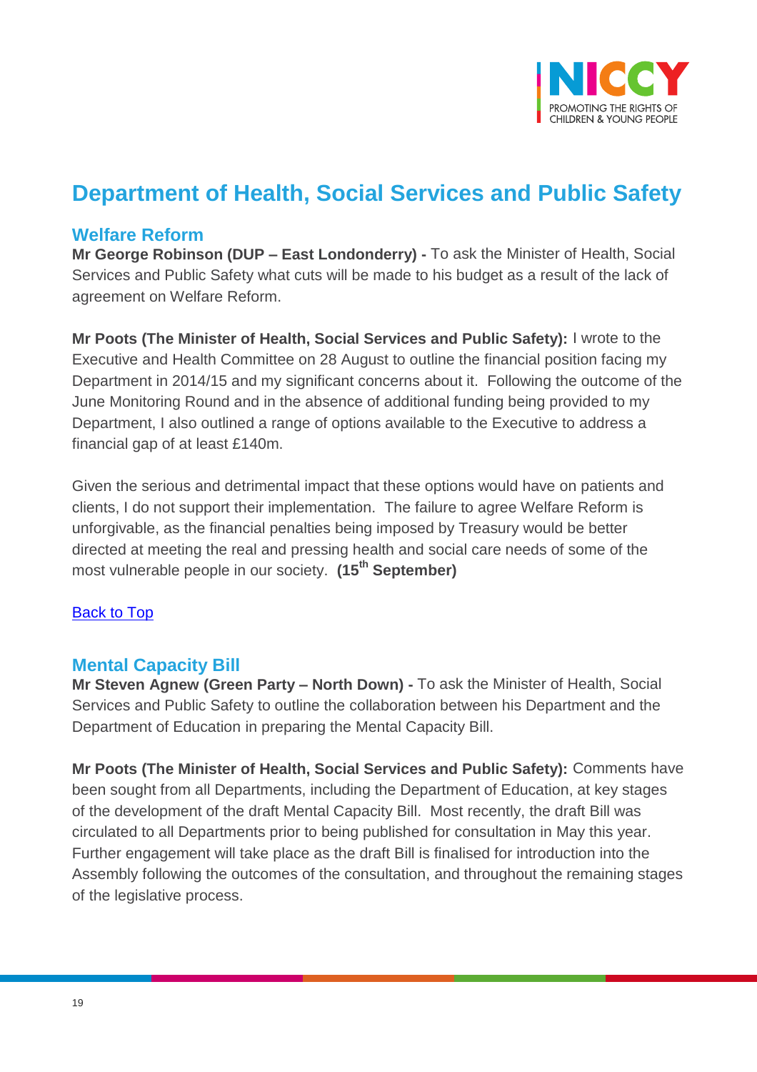# Department of Health, Social Services and Public Safety

## Welfare Reform

**Mr George Robinson (DUP – East Londonderry) -** To ask the Minister of Health, Social Services and Public Safety what cuts will be made to his budget as a result of the lack of agreement on Welfare Reform.

**Mr Poots (The Minister of Health, Social Services and Public Safety):** I wrote to the Executive and Health Committee on 28 August to outline the financial position facing my Department in 2014/15 and my significant concerns about it. Following the outcome of the June Monitoring Round and in the absence of additional funding being provided to my Department, I also outlined a range of options available to the Executive to address a financial gap of at least £140m.

Given the serious and detrimental impact that these options would have on patients and clients, I do not support their implementation. The failure to agree Welfare Reform is unforgivable, as the financial penalties being imposed by Treasury would be better directed at meeting the real and pressing health and social care needs of some of the most vulnerable people in our society. **(15th September)**

Back to Top

## Mental Capacity Bill

**Mr Steven Agnew (Green Party – North Down) -** To ask the Minister of Health, Social Services and Public Safety to outline the collaboration between his Department and the Department of Education in preparing the Mental Capacity Bill.

**Mr Poots (The Minister of Health, Social Services and Public Safety):** Comments have been sought from all Departments, including the Department of Education, at key stages of the development of the draft Mental Capacity Bill. Most recently, the draft Bill was circulated to all Departments prior to being published for consultation in May this year. Further engagement will take place as the draft Bill is finalised for introduction into the Assembly following the outcomes of the consultation, and throughout the remaining stages of the legislative process.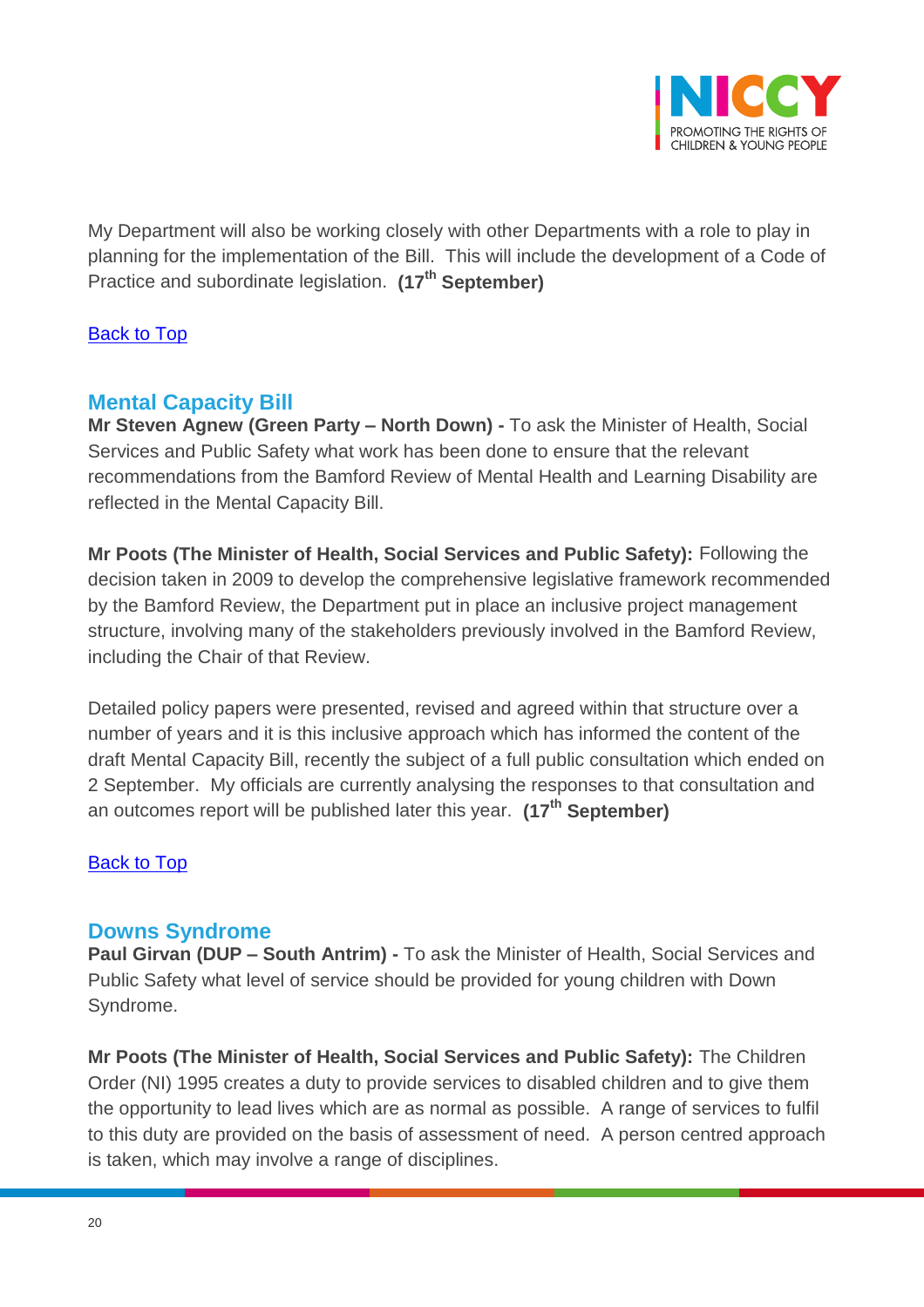My Department will also be working closely with other Departments with a role to play in planning for the implementation of the Bill. This will include the development of a Code of Practice and subordinate legislation. **(17th September)**

[Back to Top]

### Mental Capacity Bill

**Mr Steven Agnew (Green Party – North Down) -** To ask the Minister of Health, Social Services and Public Safety what work has been done to ensure that the relevant recommendations from the Bamford Review of Mental Health and Learning Disability are reflected in the Mental Capacity Bill.

**Mr Poots (The Minister of Health, Social Services and Public Safety):** Following the decision taken in 2009 to develop the comprehensive legislative framework recommended by the Bamford Review, the Department put in place an inclusive project management structure, involving many of the stakeholders previously involved in the Bamford Review, including the Chair of that Review.

Detailed policy papers were presented, revised and agreed within that structure over a number of years and it is this inclusive approach which has informed the content of the draft Mental Capacity Bill, recently the subject of a full public consultation which ended on 2 September. My officials are currently analysing the responses to that consultation and an outcomes report will be published later this year. **(17th September)**

[Back to Top]

### Downs Syndrome

**Paul Girvan (DUP – South Antrim) -** To ask the Minister of Health, Social Services and Public Safety what level of service should be provided for young children with Down Syndrome.

**Mr Poots (The Minister of Health, Social Services and Public Safety):** The Children Order (NI) 1995 creates a duty to provide services to disabled children and to give them the opportunity to lead lives which are as normal as possible. A range of services to fulfil to this duty are provided on the basis of assessment of need. A person centred approach is taken, which may involve a range of disciplines.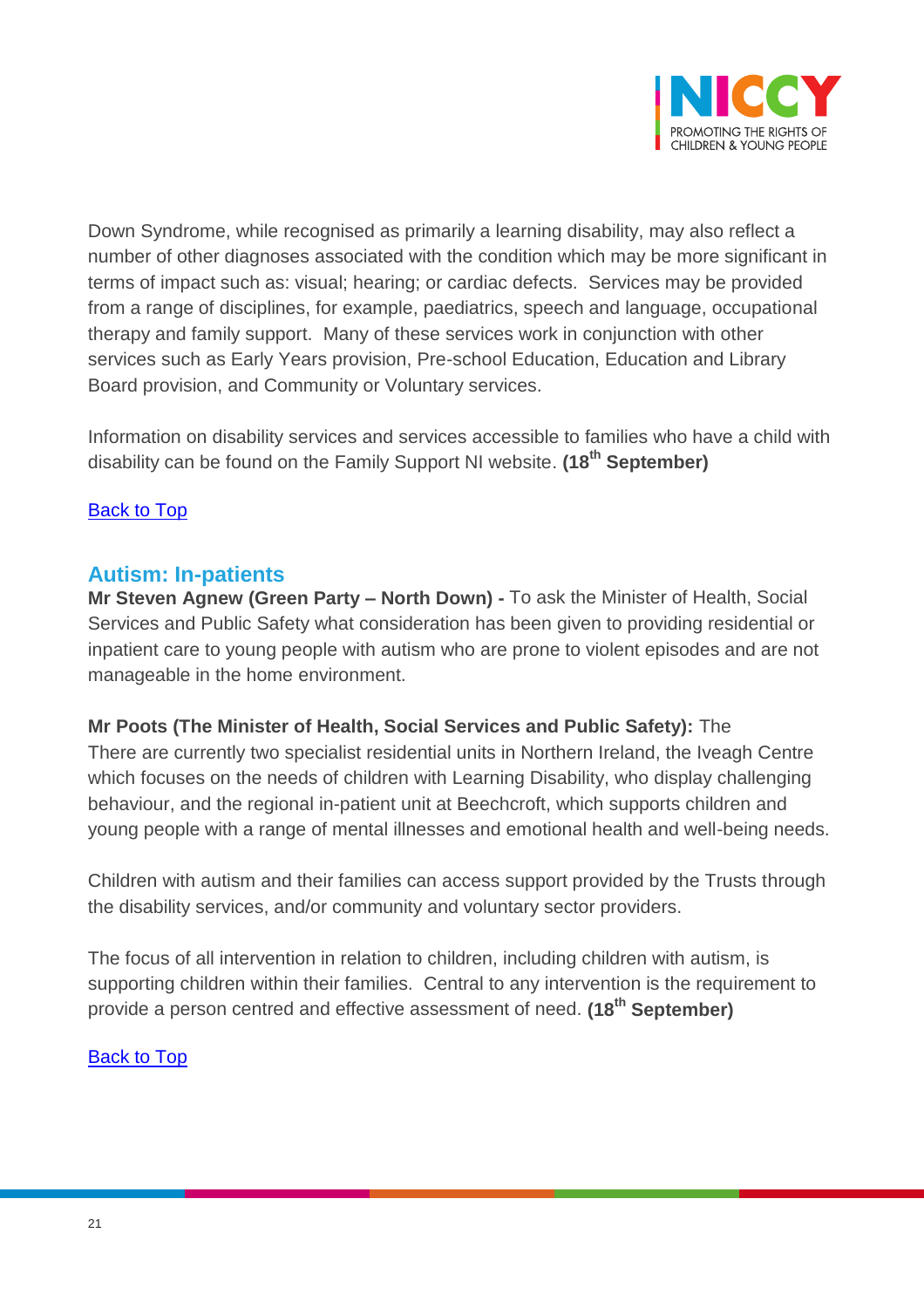Down Syndrome, while recognised as primarily a learning disability, may also reflect a number of other diagnoses associated with the condition which may be more significant in terms of impact such as: visual; hearing; or cardiac defects. Services may be provided from a range of disciplines, for example, paediatrics, speech and language, occupational therapy and family support. Many of these services work in conjunction with other services such as Early Years provision, Pre-school Education, Education and Library Board provision, and Community or Voluntary services.

Information on disability services and services accessible to families who have a child with disability can be found on the Family Support NI website. **(18th September)**

Back to Top

## Autism: In-patients

**Mr Steven Agnew (Green Party – North Down) -** To ask the Minister of Health, Social Services and Public Safety what consideration has been given to providing residential or inpatient care to young people with autism who are prone to violent episodes and are not manageable in the home environment.

**Mr Poots (The Minister of Health, Social Services and Public Safety):** The There are currently two specialist residential units in Northern Ireland, the Iveagh Centre which focuses on the needs of children with Learning Disability, who display challenging behaviour, and the regional in-patient unit at Beechcroft, which supports children and young people with a range of mental illnesses and emotional health and well-being needs.

Children with autism and their families can access support provided by the Trusts through the disability services, and/or community and voluntary sector providers.

The focus of all intervention in relation to children, including children with autism, is supporting children within their families. Central to any intervention is the requirement to provide a person centred and effective assessment of need. **(18th September)**

Back to Top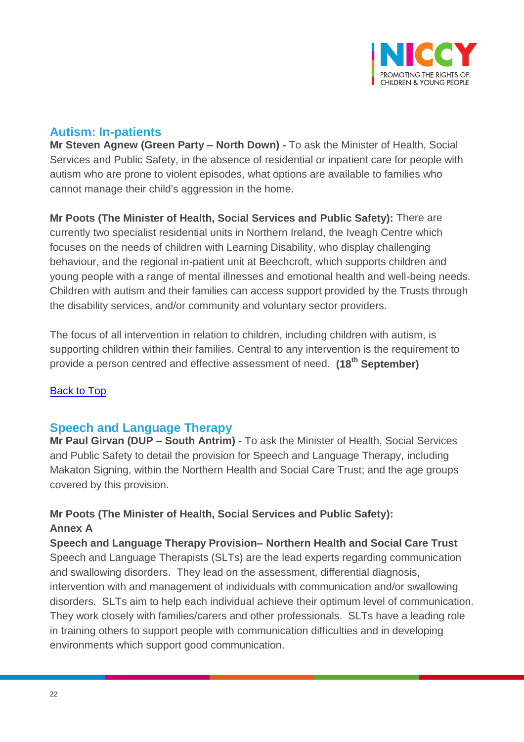## Autism: In-patients

**Mr Steven Agnew (Green Party – North Down) -** To ask the Minister of Health, Social Services and Public Safety, in the absence of residential or inpatient care for people with autism who are prone to violent episodes, what options are available to families who cannot manage their child's aggression in the home.

**Mr Poots (The Minister of Health, Social Services and Public Safety):** There are currently two specialist residential units in Northern Ireland, the Iveagh Centre which focuses on the needs of children with Learning Disability, who display challenging behaviour, and the regional in-patient unit at Beechcroft, which supports children and young people with a range of mental illnesses and emotional health and well-being needs. Children with autism and their families can access support provided by the Trusts through the disability services, and/or community and voluntary sector providers.

The focus of all intervention in relation to children, including children with autism, is supporting children within their families. Central to any intervention is the requirement to provide a person centred and effective assessment of need. **(18th September)**

Back to Top

## Speech and Language Therapy

**Mr Paul Girvan (DUP – South Antrim) -** To ask the Minister of Health, Social Services and Public Safety to detail the provision for Speech and Language Therapy, including Makaton Signing, within the Northern Health and Social Care Trust; and the age groups covered by this provision.

**Mr Poots (The Minister of Health, Social Services and Public Safety):**
**Annex A**

**Speech and Language Therapy Provision– Northern Health and Social Care Trust**

Speech and Language Therapists (SLTs) are the lead experts regarding communication and swallowing disorders. They lead on the assessment, differential diagnosis, intervention with and management of individuals with communication and/or swallowing disorders. SLTs aim to help each individual achieve their optimum level of communication. They work closely with families/carers and other professionals. SLTs have a leading role in training others to support people with communication difficulties and in developing environments which support good communication.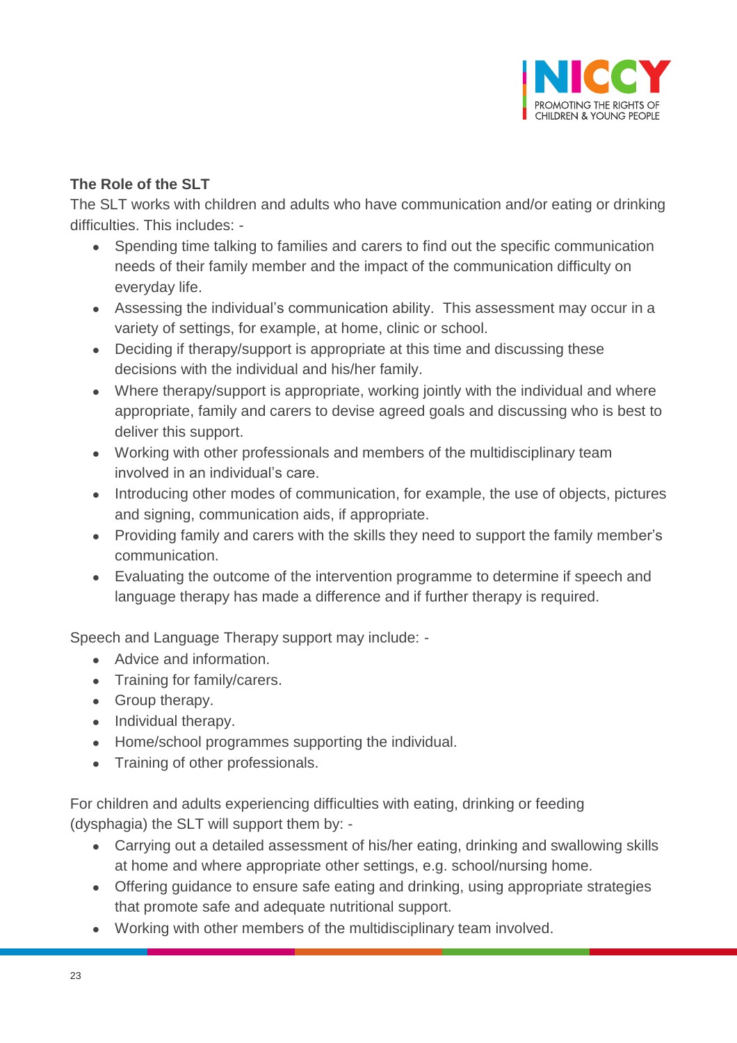**The Role of the SLT**

The SLT works with children and adults who have communication and/or eating or drinking difficulties. This includes: -

- Spending time talking to families and carers to find out the specific communication needs of their family member and the impact of the communication difficulty on everyday life.
- Assessing the individual's communication ability. This assessment may occur in a variety of settings, for example, at home, clinic or school.
- Deciding if therapy/support is appropriate at this time and discussing these decisions with the individual and his/her family.
- Where therapy/support is appropriate, working jointly with the individual and where appropriate, family and carers to devise agreed goals and discussing who is best to deliver this support.
- Working with other professionals and members of the multidisciplinary team involved in an individual's care.
- Introducing other modes of communication, for example, the use of objects, pictures and signing, communication aids, if appropriate.
- Providing family and carers with the skills they need to support the family member's communication.
- Evaluating the outcome of the intervention programme to determine if speech and language therapy has made a difference and if further therapy is required.

Speech and Language Therapy support may include: -

- Advice and information.
- Training for family/carers.
- Group therapy.
- Individual therapy.
- Home/school programmes supporting the individual.
- Training of other professionals.

For children and adults experiencing difficulties with eating, drinking or feeding (dysphagia) the SLT will support them by: -

- Carrying out a detailed assessment of his/her eating, drinking and swallowing skills at home and where appropriate other settings, e.g. school/nursing home.
- Offering guidance to ensure safe eating and drinking, using appropriate strategies that promote safe and adequate nutritional support.
- Working with other members of the multidisciplinary team involved.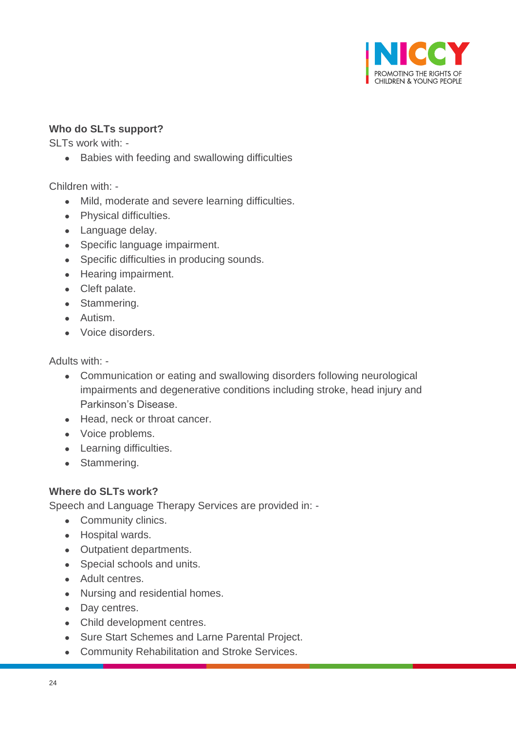**Who do SLTs support?**

SLTs work with: -

- Babies with feeding and swallowing difficulties

Children with: -

- Mild, moderate and severe learning difficulties.
- Physical difficulties.
- Language delay.
- Specific language impairment.
- Specific difficulties in producing sounds.
- Hearing impairment.
- Cleft palate.
- Stammering.
- Autism.
- Voice disorders.

Adults with: -

- Communication or eating and swallowing disorders following neurological impairments and degenerative conditions including stroke, head injury and Parkinson's Disease.
- Head, neck or throat cancer.
- Voice problems.
- Learning difficulties.
- Stammering.

**Where do SLTs work?**

Speech and Language Therapy Services are provided in: -

- Community clinics.
- Hospital wards.
- Outpatient departments.
- Special schools and units.
- Adult centres.
- Nursing and residential homes.
- Day centres.
- Child development centres.
- Sure Start Schemes and Larne Parental Project.
- Community Rehabilitation and Stroke Services.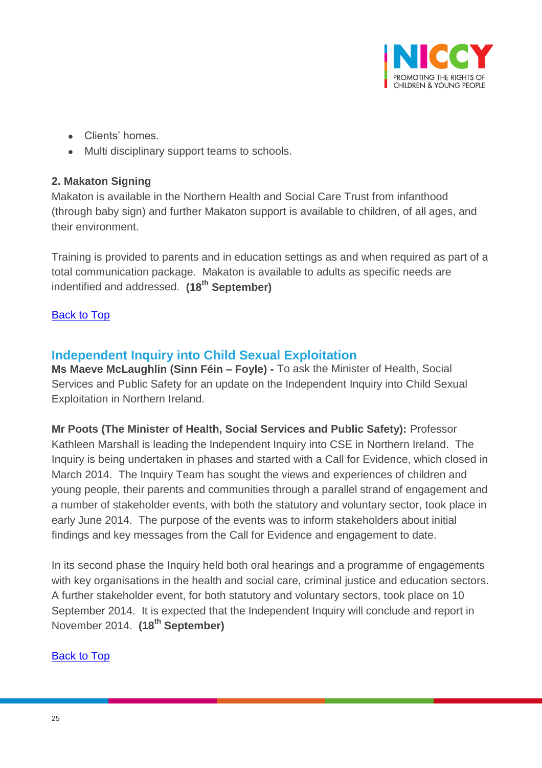- Clients' homes.
- Multi disciplinary support teams to schools.

**2. Makaton Signing**
Makaton is available in the Northern Health and Social Care Trust from infanthood (through baby sign) and further Makaton support is available to children, of all ages, and their environment.

Training is provided to parents and in education settings as and when required as part of a total communication package. Makaton is available to adults as specific needs are indentified and addressed. **(18th September)**

Back to Top

## Independent Inquiry into Child Sexual Exploitation

**Ms Maeve McLaughlin (Sinn Féin – Foyle) -** To ask the Minister of Health, Social Services and Public Safety for an update on the Independent Inquiry into Child Sexual Exploitation in Northern Ireland.

**Mr Poots (The Minister of Health, Social Services and Public Safety):** Professor Kathleen Marshall is leading the Independent Inquiry into CSE in Northern Ireland. The Inquiry is being undertaken in phases and started with a Call for Evidence, which closed in March 2014. The Inquiry Team has sought the views and experiences of children and young people, their parents and communities through a parallel strand of engagement and a number of stakeholder events, with both the statutory and voluntary sector, took place in early June 2014. The purpose of the events was to inform stakeholders about initial findings and key messages from the Call for Evidence and engagement to date.

In its second phase the Inquiry held both oral hearings and a programme of engagements with key organisations in the health and social care, criminal justice and education sectors. A further stakeholder event, for both statutory and voluntary sectors, took place on 10 September 2014. It is expected that the Independent Inquiry will conclude and report in November 2014. **(18th September)**

Back to Top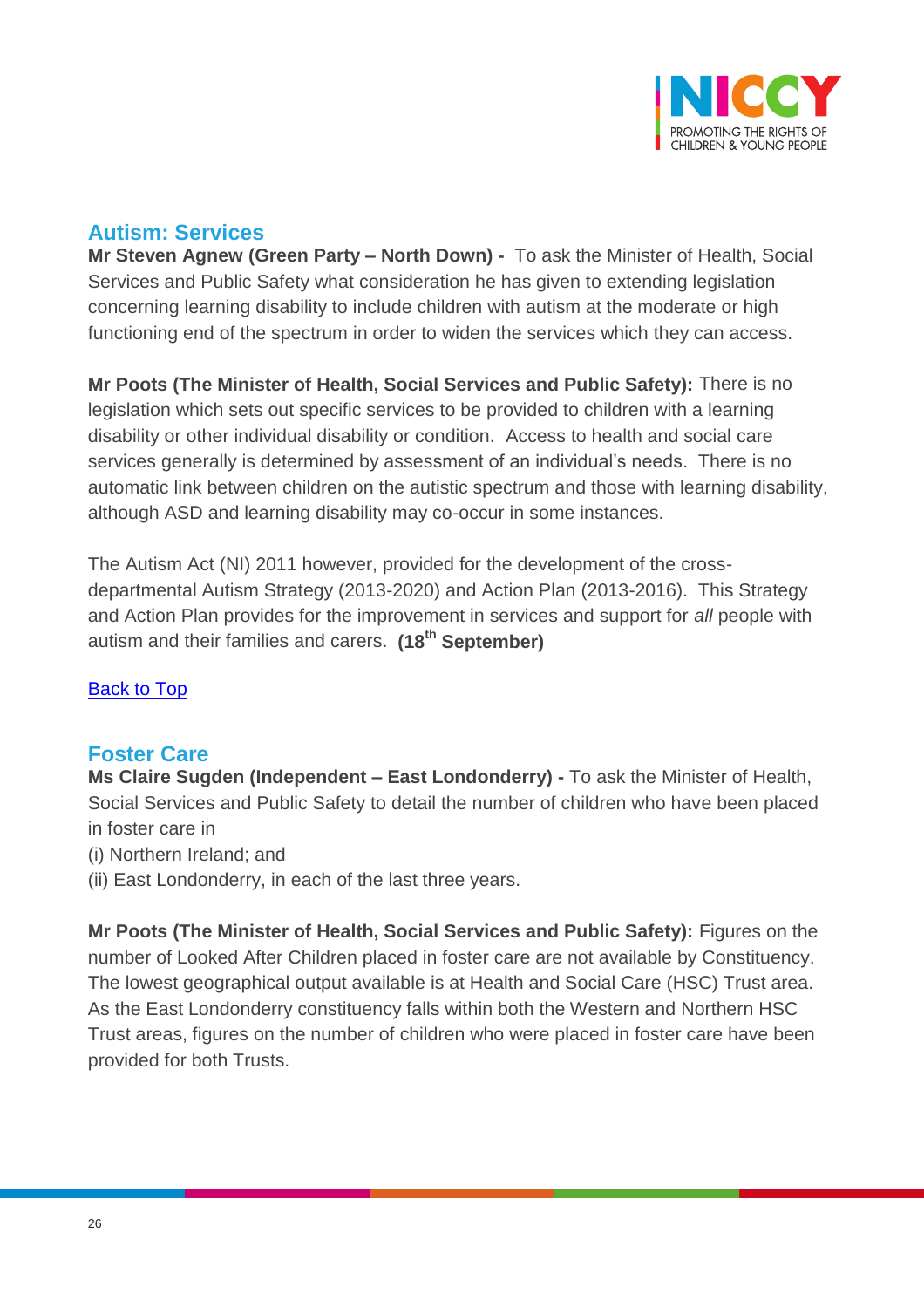## Autism: Services

**Mr Steven Agnew (Green Party – North Down) -** To ask the Minister of Health, Social Services and Public Safety what consideration he has given to extending legislation concerning learning disability to include children with autism at the moderate or high functioning end of the spectrum in order to widen the services which they can access.

**Mr Poots (The Minister of Health, Social Services and Public Safety):** There is no legislation which sets out specific services to be provided to children with a learning disability or other individual disability or condition. Access to health and social care services generally is determined by assessment of an individual's needs. There is no automatic link between children on the autistic spectrum and those with learning disability, although ASD and learning disability may co-occur in some instances.

The Autism Act (NI) 2011 however, provided for the development of the cross-departmental Autism Strategy (2013-2020) and Action Plan (2013-2016). This Strategy and Action Plan provides for the improvement in services and support for *all* people with autism and their families and carers. **(18th September)**

Back to Top

## Foster Care

**Ms Claire Sugden (Independent – East Londonderry) -** To ask the Minister of Health, Social Services and Public Safety to detail the number of children who have been placed in foster care in

(i) Northern Ireland; and
(ii) East Londonderry, in each of the last three years.

**Mr Poots (The Minister of Health, Social Services and Public Safety):** Figures on the number of Looked After Children placed in foster care are not available by Constituency. The lowest geographical output available is at Health and Social Care (HSC) Trust area. As the East Londonderry constituency falls within both the Western and Northern HSC Trust areas, figures on the number of children who were placed in foster care have been provided for both Trusts.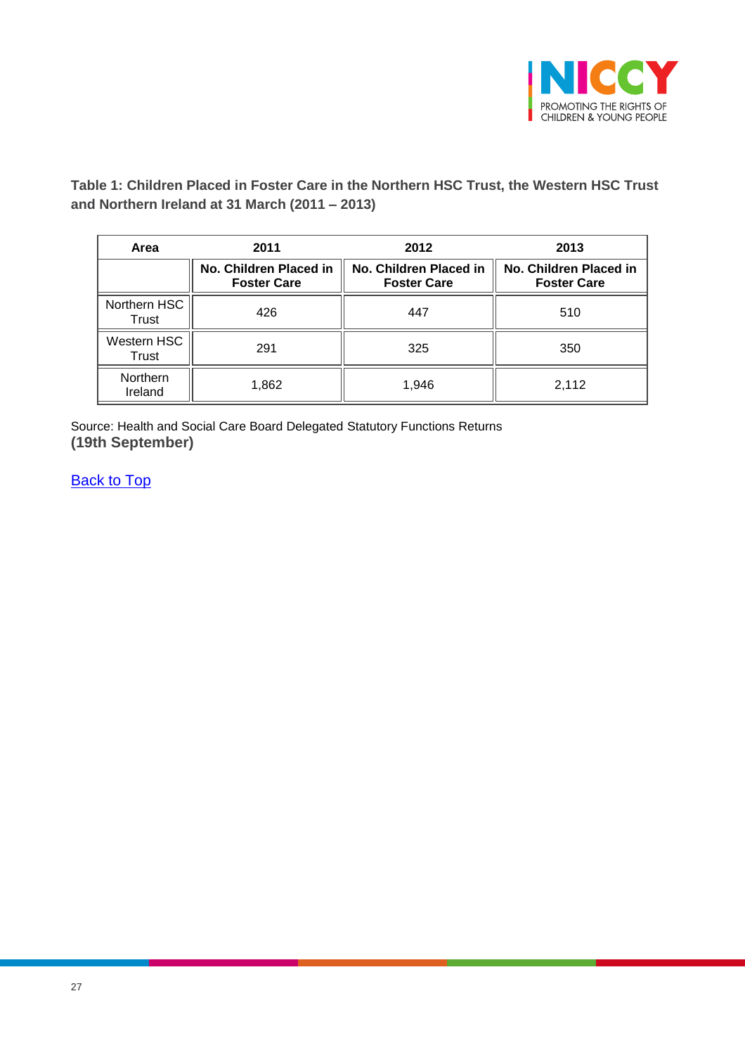**Table 1: Children Placed in Foster Care in the Northern HSC Trust, the Western HSC Trust and Northern Ireland at 31 March (2011 – 2013)**

| Area | 2011 | 2012 | 2013 |
|---|---|---|---|
| | **No. Children Placed in Foster Care** | **No. Children Placed in Foster Care** | **No. Children Placed in Foster Care** |
| Northern HSC Trust | 426 | 447 | 510 |
| Western HSC Trust | 291 | 325 | 350 |
| Northern Ireland | 1,862 | 1,946 | 2,112 |

Source: Health and Social Care Board Delegated Statutory Functions Returns
**(19th September)**

Back to Top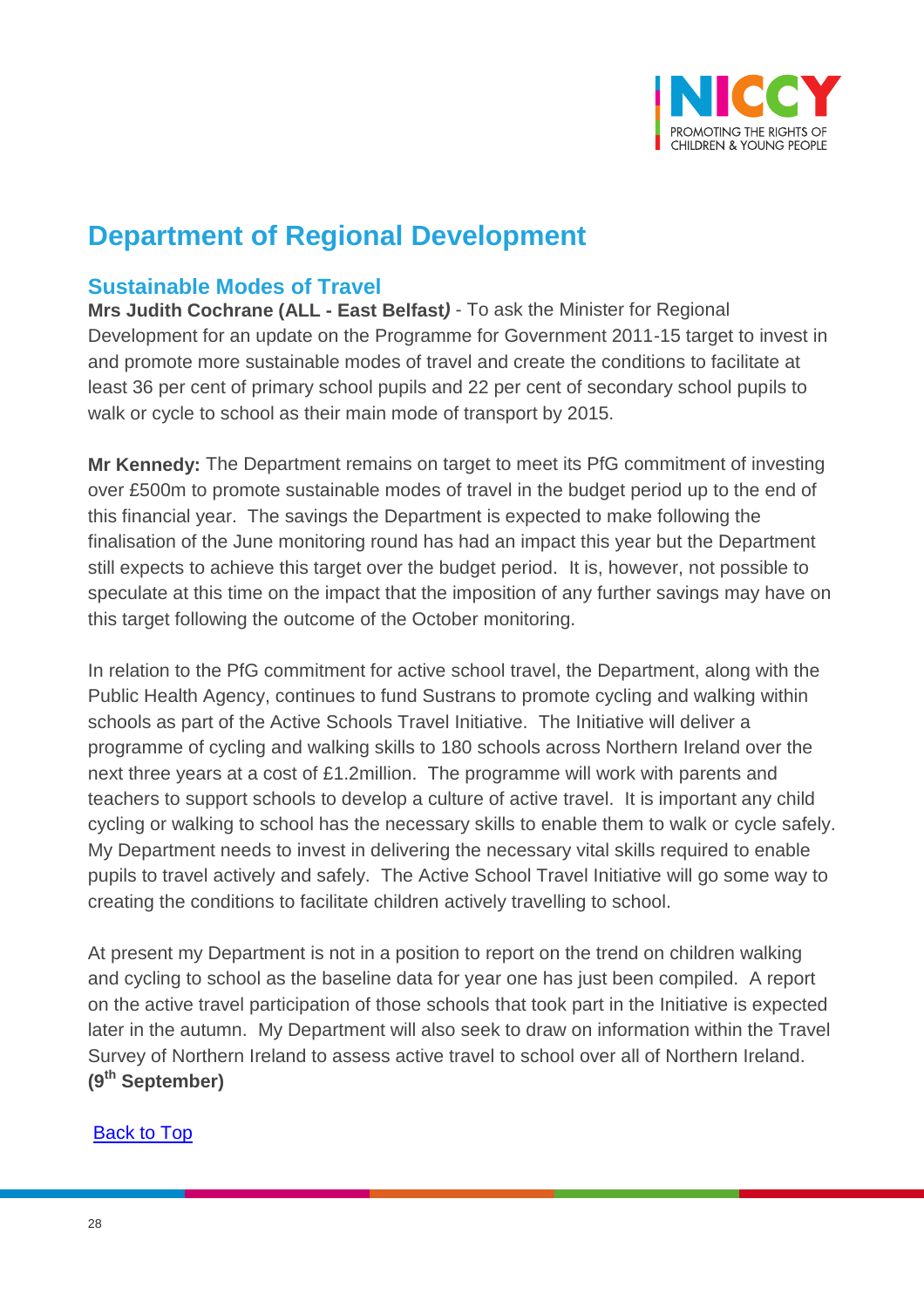## Department of Regional Development

### Sustainable Modes of Travel

**Mrs Judith Cochrane (ALL - East Belfast*)*** - To ask the Minister for Regional Development for an update on the Programme for Government 2011-15 target to invest in and promote more sustainable modes of travel and create the conditions to facilitate at least 36 per cent of primary school pupils and 22 per cent of secondary school pupils to walk or cycle to school as their main mode of transport by 2015.

**Mr Kennedy:** The Department remains on target to meet its PfG commitment of investing over £500m to promote sustainable modes of travel in the budget period up to the end of this financial year. The savings the Department is expected to make following the finalisation of the June monitoring round has had an impact this year but the Department still expects to achieve this target over the budget period. It is, however, not possible to speculate at this time on the impact that the imposition of any further savings may have on this target following the outcome of the October monitoring.

In relation to the PfG commitment for active school travel, the Department, along with the Public Health Agency, continues to fund Sustrans to promote cycling and walking within schools as part of the Active Schools Travel Initiative. The Initiative will deliver a programme of cycling and walking skills to 180 schools across Northern Ireland over the next three years at a cost of £1.2million. The programme will work with parents and teachers to support schools to develop a culture of active travel. It is important any child cycling or walking to school has the necessary skills to enable them to walk or cycle safely. My Department needs to invest in delivering the necessary vital skills required to enable pupils to travel actively and safely. The Active School Travel Initiative will go some way to creating the conditions to facilitate children actively travelling to school.

At present my Department is not in a position to report on the trend on children walking and cycling to school as the baseline data for year one has just been compiled. A report on the active travel participation of those schools that took part in the Initiative is expected later in the autumn. My Department will also seek to draw on information within the Travel Survey of Northern Ireland to assess active travel to school over all of Northern Ireland. **(9th September)**

Back to Top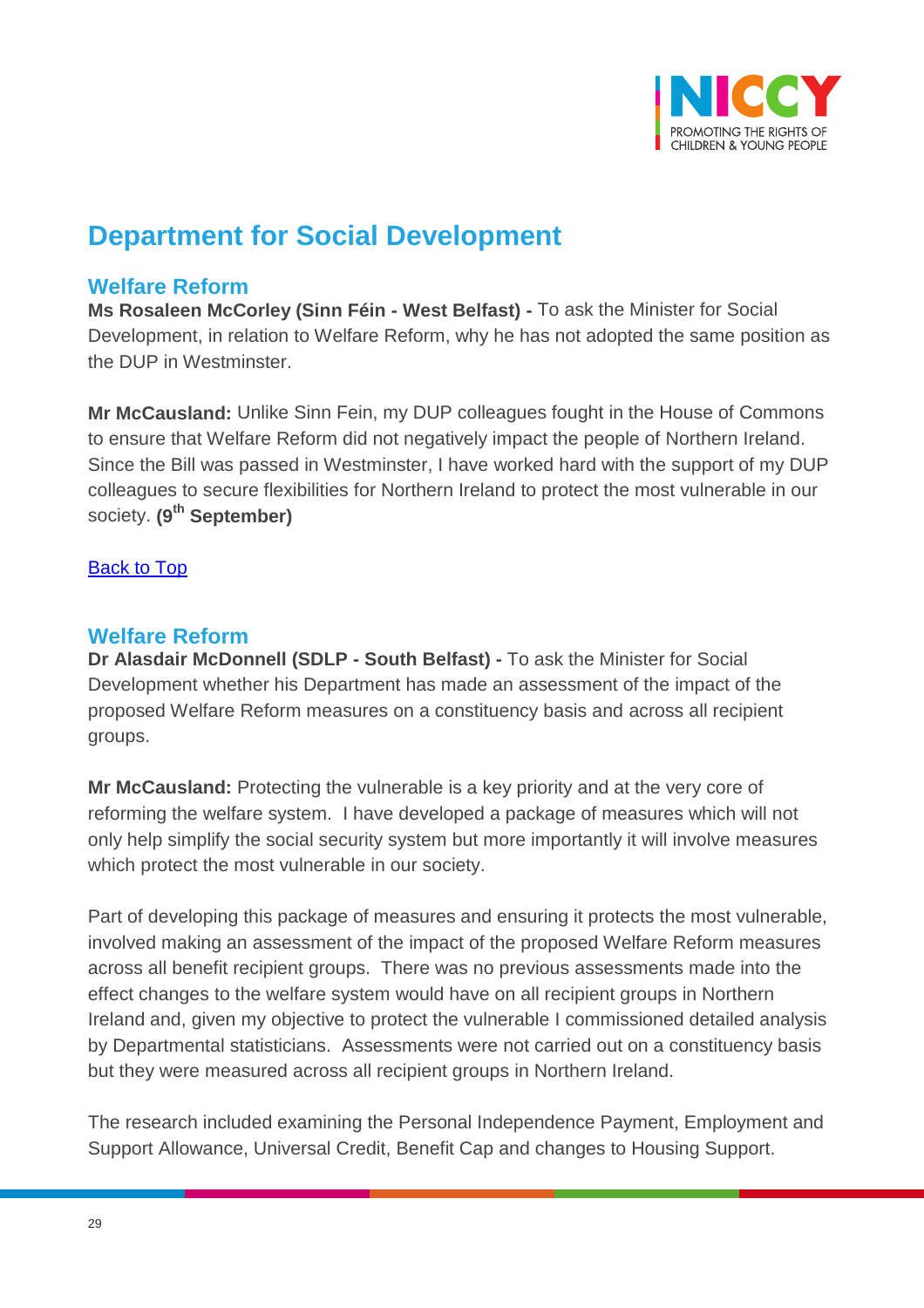# Department for Social Development

## Welfare Reform

**Ms Rosaleen McCorley (Sinn Féin - West Belfast) -** To ask the Minister for Social Development, in relation to Welfare Reform, why he has not adopted the same position as the DUP in Westminster.

**Mr McCausland:** Unlike Sinn Fein, my DUP colleagues fought in the House of Commons to ensure that Welfare Reform did not negatively impact the people of Northern Ireland. Since the Bill was passed in Westminster, I have worked hard with the support of my DUP colleagues to secure flexibilities for Northern Ireland to protect the most vulnerable in our society. **(9th September)**

Back to Top

## Welfare Reform

**Dr Alasdair McDonnell (SDLP - South Belfast) -** To ask the Minister for Social Development whether his Department has made an assessment of the impact of the proposed Welfare Reform measures on a constituency basis and across all recipient groups.

**Mr McCausland:** Protecting the vulnerable is a key priority and at the very core of reforming the welfare system. I have developed a package of measures which will not only help simplify the social security system but more importantly it will involve measures which protect the most vulnerable in our society.

Part of developing this package of measures and ensuring it protects the most vulnerable, involved making an assessment of the impact of the proposed Welfare Reform measures across all benefit recipient groups. There was no previous assessments made into the effect changes to the welfare system would have on all recipient groups in Northern Ireland and, given my objective to protect the vulnerable I commissioned detailed analysis by Departmental statisticians. Assessments were not carried out on a constituency basis but they were measured across all recipient groups in Northern Ireland.

The research included examining the Personal Independence Payment, Employment and Support Allowance, Universal Credit, Benefit Cap and changes to Housing Support.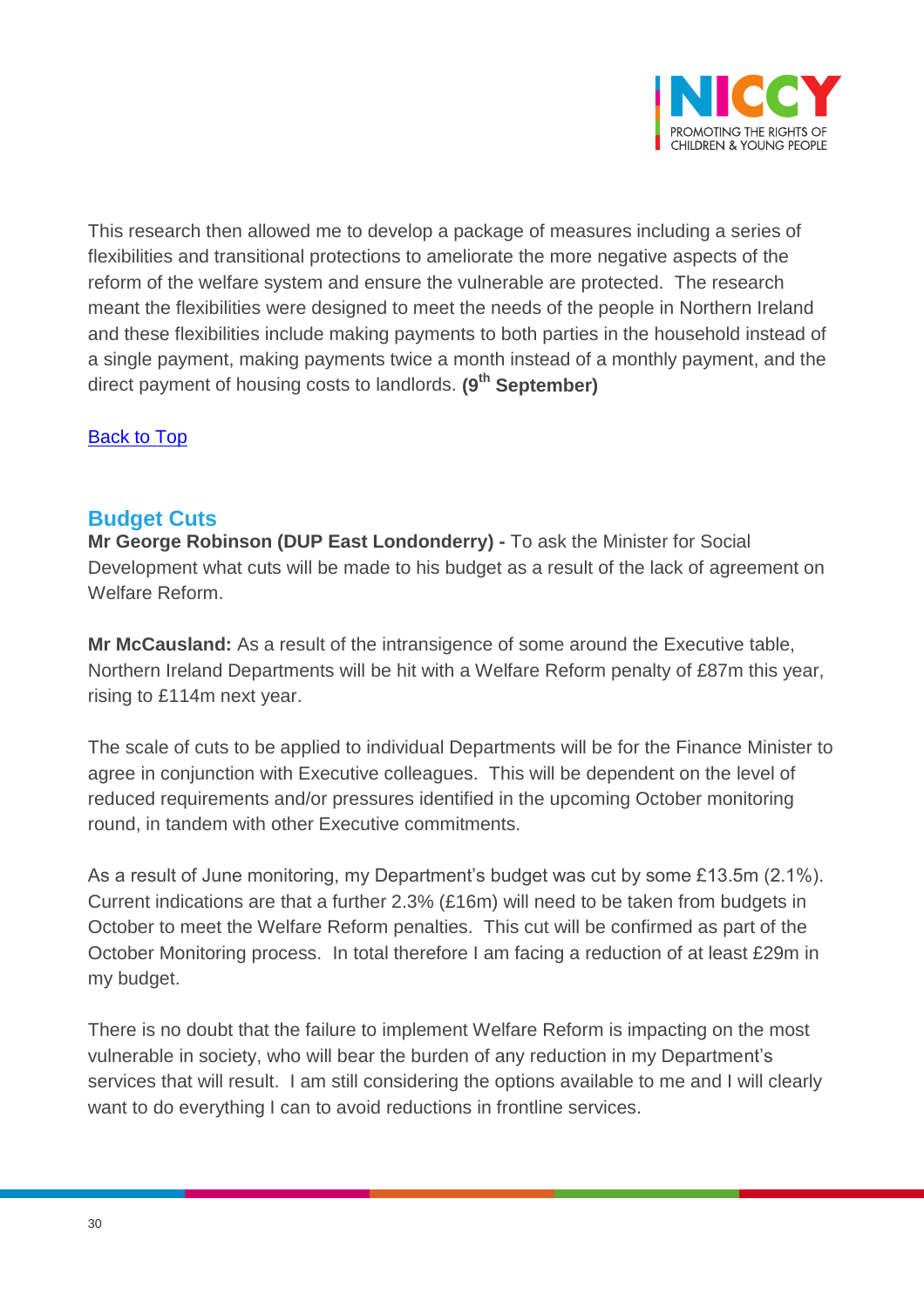This research then allowed me to develop a package of measures including a series of flexibilities and transitional protections to ameliorate the more negative aspects of the reform of the welfare system and ensure the vulnerable are protected. The research meant the flexibilities were designed to meet the needs of the people in Northern Ireland and these flexibilities include making payments to both parties in the household instead of a single payment, making payments twice a month instead of a monthly payment, and the direct payment of housing costs to landlords. **(9th September)**

Back to Top

## Budget Cuts

**Mr George Robinson (DUP East Londonderry) -** To ask the Minister for Social Development what cuts will be made to his budget as a result of the lack of agreement on Welfare Reform.

**Mr McCausland:** As a result of the intransigence of some around the Executive table, Northern Ireland Departments will be hit with a Welfare Reform penalty of £87m this year, rising to £114m next year.

The scale of cuts to be applied to individual Departments will be for the Finance Minister to agree in conjunction with Executive colleagues. This will be dependent on the level of reduced requirements and/or pressures identified in the upcoming October monitoring round, in tandem with other Executive commitments.

As a result of June monitoring, my Department's budget was cut by some £13.5m (2.1%). Current indications are that a further 2.3% (£16m) will need to be taken from budgets in October to meet the Welfare Reform penalties. This cut will be confirmed as part of the October Monitoring process. In total therefore I am facing a reduction of at least £29m in my budget.

There is no doubt that the failure to implement Welfare Reform is impacting on the most vulnerable in society, who will bear the burden of any reduction in my Department's services that will result. I am still considering the options available to me and I will clearly want to do everything I can to avoid reductions in frontline services.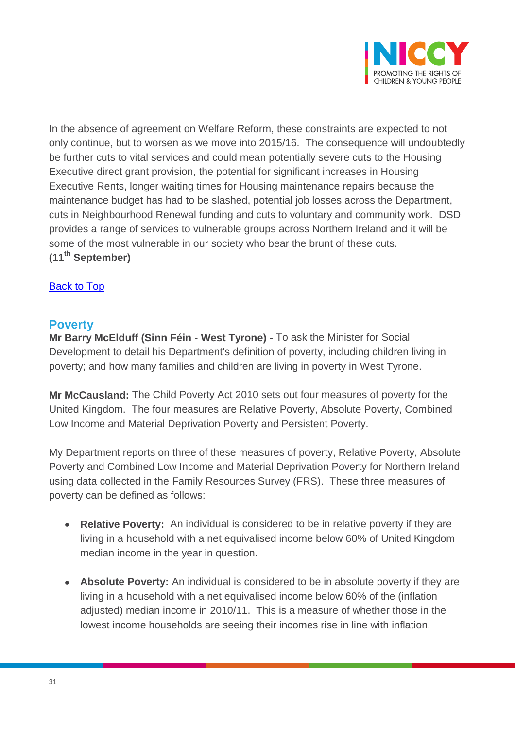In the absence of agreement on Welfare Reform, these constraints are expected to not only continue, but to worsen as we move into 2015/16. The consequence will undoubtedly be further cuts to vital services and could mean potentially severe cuts to the Housing Executive direct grant provision, the potential for significant increases in Housing Executive Rents, longer waiting times for Housing maintenance repairs because the maintenance budget has had to be slashed, potential job losses across the Department, cuts in Neighbourhood Renewal funding and cuts to voluntary and community work. DSD provides a range of services to vulnerable groups across Northern Ireland and it will be some of the most vulnerable in our society who bear the brunt of these cuts.
**(11th September)**

Back to Top

## Poverty

**Mr Barry McElduff (Sinn Féin - West Tyrone) -** To ask the Minister for Social Development to detail his Department's definition of poverty, including children living in poverty; and how many families and children are living in poverty in West Tyrone.

**Mr McCausland:** The Child Poverty Act 2010 sets out four measures of poverty for the United Kingdom. The four measures are Relative Poverty, Absolute Poverty, Combined Low Income and Material Deprivation Poverty and Persistent Poverty.

My Department reports on three of these measures of poverty, Relative Poverty, Absolute Poverty and Combined Low Income and Material Deprivation Poverty for Northern Ireland using data collected in the Family Resources Survey (FRS). These three measures of poverty can be defined as follows:

- **Relative Poverty:** An individual is considered to be in relative poverty if they are living in a household with a net equivalised income below 60% of United Kingdom median income in the year in question.

- **Absolute Poverty:** An individual is considered to be in absolute poverty if they are living in a household with a net equivalised income below 60% of the (inflation adjusted) median income in 2010/11. This is a measure of whether those in the lowest income households are seeing their incomes rise in line with inflation.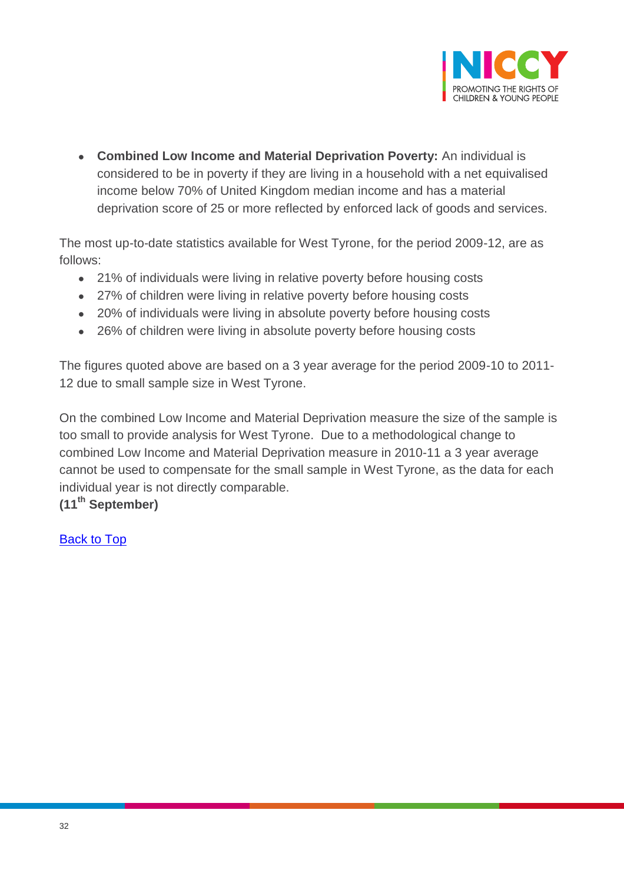- **Combined Low Income and Material Deprivation Poverty:** An individual is considered to be in poverty if they are living in a household with a net equivalised income below 70% of United Kingdom median income and has a material deprivation score of 25 or more reflected by enforced lack of goods and services.

The most up-to-date statistics available for West Tyrone, for the period 2009-12, are as follows:

- 21% of individuals were living in relative poverty before housing costs
- 27% of children were living in relative poverty before housing costs
- 20% of individuals were living in absolute poverty before housing costs
- 26% of children were living in absolute poverty before housing costs

The figures quoted above are based on a 3 year average for the period 2009-10 to 2011-12 due to small sample size in West Tyrone.

On the combined Low Income and Material Deprivation measure the size of the sample is too small to provide analysis for West Tyrone. Due to a methodological change to combined Low Income and Material Deprivation measure in 2010-11 a 3 year average cannot be used to compensate for the small sample in West Tyrone, as the data for each individual year is not directly comparable.

**(11th September)**

Back to Top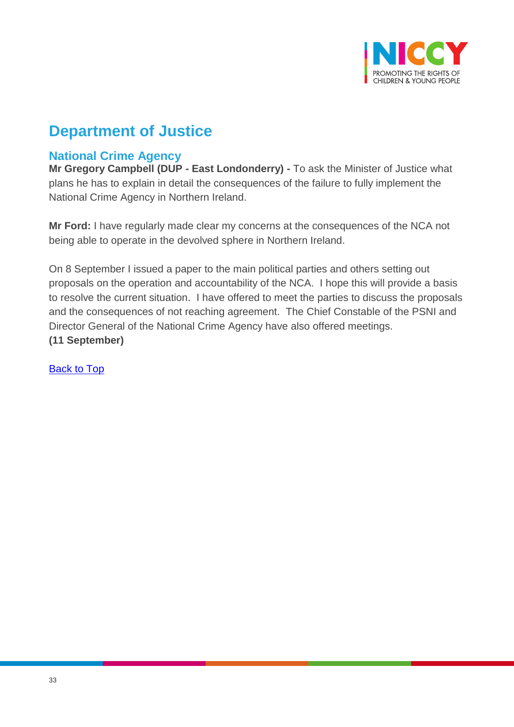## Department of Justice

### National Crime Agency

**Mr Gregory Campbell (DUP - East Londonderry) -** To ask the Minister of Justice what plans he has to explain in detail the consequences of the failure to fully implement the National Crime Agency in Northern Ireland.

**Mr Ford:** I have regularly made clear my concerns at the consequences of the NCA not being able to operate in the devolved sphere in Northern Ireland.

On 8 September I issued a paper to the main political parties and others setting out proposals on the operation and accountability of the NCA. I hope this will provide a basis to resolve the current situation. I have offered to meet the parties to discuss the proposals and the consequences of not reaching agreement. The Chief Constable of the PSNI and Director General of the National Crime Agency have also offered meetings.
**(11 September)**

Back to Top